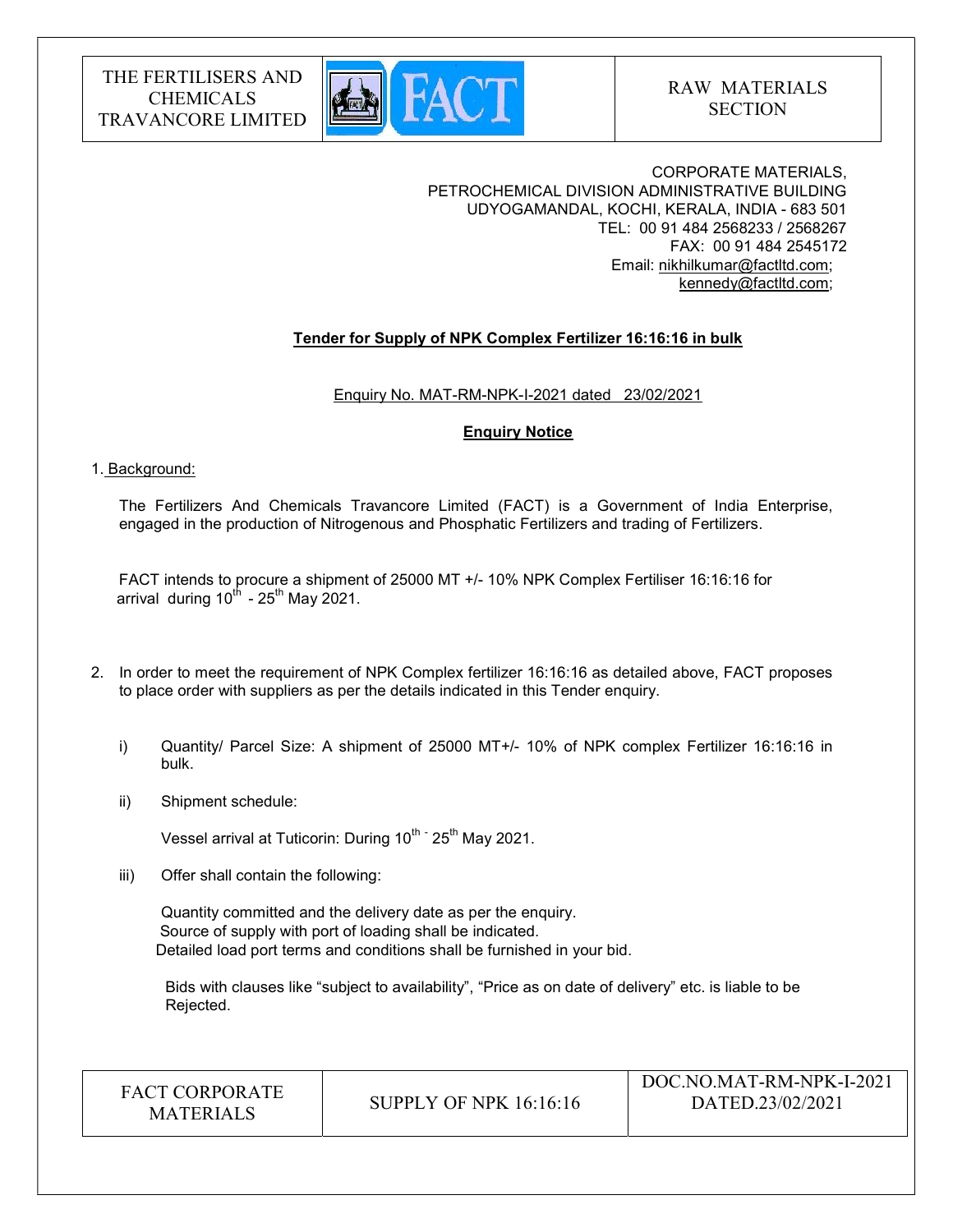| THE FERTILISERS AND CHEMICALS TRAVANCORE LIMITED | FACT | RAW MATERIALS SECTION |
|---|---|---|

CORPORATE MATERIALS,
PETROCHEMICAL DIVISION ADMINISTRATIVE BUILDING
UDYOGAMANDAL, KOCHI, KERALA, INDIA - 683 501
TEL: 00 91 484 2568233 / 2568267
FAX: 00 91 484 2545172
Email: nikhilkumar@factltd.com;
kennedy@factltd.com;

## Tender for Supply of NPK Complex Fertilizer 16:16:16 in bulk

Enquiry No. MAT-RM-NPK-I-2021 dated 23/02/2021

### Enquiry Notice

1. Background:

The Fertilizers And Chemicals Travancore Limited (FACT) is a Government of India Enterprise, engaged in the production of Nitrogenous and Phosphatic Fertilizers and trading of Fertilizers.

FACT intends to procure a shipment of 25000 MT +/- 10% NPK Complex Fertiliser 16:16:16 for arrival during 10th - 25th May 2021.

2. In order to meet the requirement of NPK Complex fertilizer 16:16:16 as detailed above, FACT proposes to place order with suppliers as per the details indicated in this Tender enquiry.

   i) Quantity/ Parcel Size: A shipment of 25000 MT+/- 10% of NPK complex Fertilizer 16:16:16 in bulk.

   ii) Shipment schedule:

      Vessel arrival at Tuticorin: During 10th - 25th May 2021.

   iii) Offer shall contain the following:

      Quantity committed and the delivery date as per the enquiry.
      Source of supply with port of loading shall be indicated.
      Detailed load port terms and conditions shall be furnished in your bid.

      Bids with clauses like "subject to availability", "Price as on date of delivery" etc. is liable to be Rejected.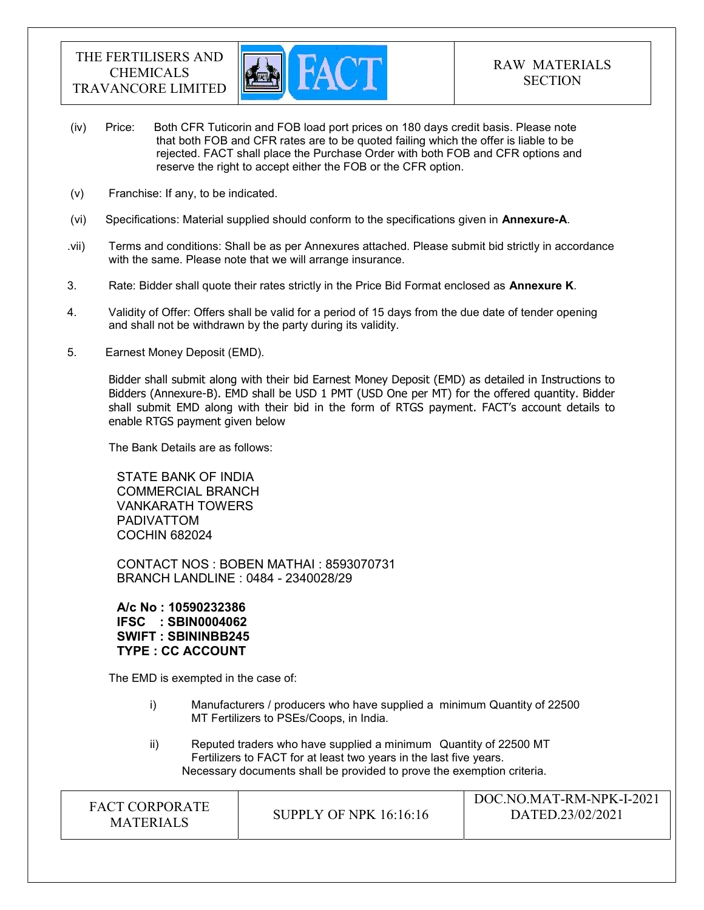(iv) Price: Both CFR Tuticorin and FOB load port prices on 180 days credit basis. Please note that both FOB and CFR rates are to be quoted failing which the offer is liable to be rejected. FACT shall place the Purchase Order with both FOB and CFR options and reserve the right to accept either the FOB or the CFR option.

(v) Franchise: If any, to be indicated.

(vi) Specifications: Material supplied should conform to the specifications given in **Annexure-A**.

.vii) Terms and conditions: Shall be as per Annexures attached. Please submit bid strictly in accordance with the same. Please note that we will arrange insurance.

3. Rate: Bidder shall quote their rates strictly in the Price Bid Format enclosed as **Annexure K**.

4. Validity of Offer: Offers shall be valid for a period of 15 days from the due date of tender opening and shall not be withdrawn by the party during its validity.

5. Earnest Money Deposit (EMD).

Bidder shall submit along with their bid Earnest Money Deposit (EMD) as detailed in Instructions to Bidders (Annexure-B). EMD shall be USD 1 PMT (USD One per MT) for the offered quantity. Bidder shall submit EMD along with their bid in the form of RTGS payment. FACT's account details to enable RTGS payment given below

The Bank Details are as follows:

STATE BANK OF INDIA
COMMERCIAL BRANCH
VANKARATH TOWERS
PADIVATTOM
COCHIN 682024

CONTACT NOS : BOBEN MATHAI : 8593070731
BRANCH LANDLINE : 0484 - 2340028/29

**A/c No : 10590232386**
**IFSC : SBIN0004062**
**SWIFT : SBININBB245**
**TYPE : CC ACCOUNT**

The EMD is exempted in the case of:

i) Manufacturers / producers who have supplied a minimum Quantity of 22500 MT Fertilizers to PSEs/Coops, in India.

ii) Reputed traders who have supplied a minimum Quantity of 22500 MT Fertilizers to FACT for at least two years in the last five years.
Necessary documents shall be provided to prove the exemption criteria.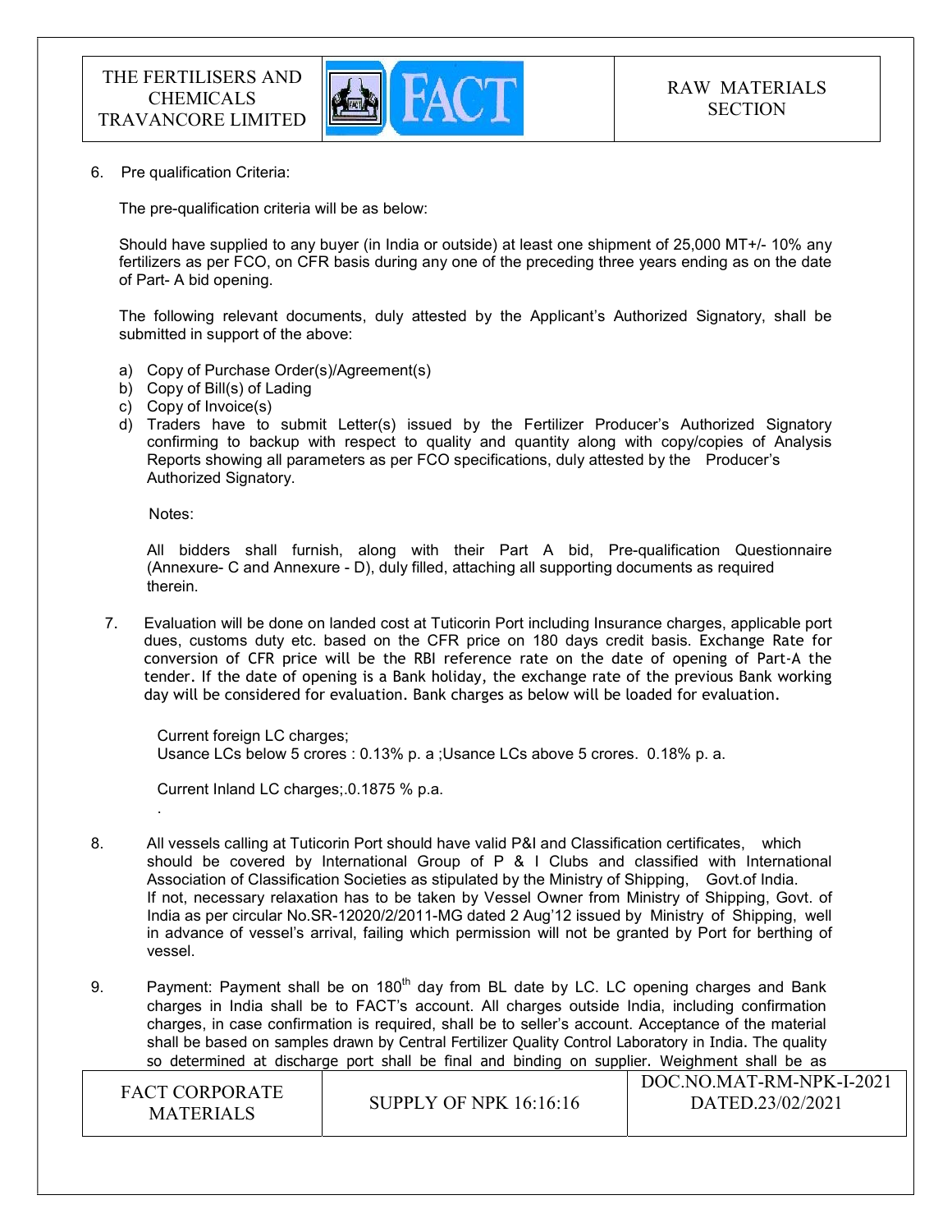6. Pre qualification Criteria:

   The pre-qualification criteria will be as below:

   Should have supplied to any buyer (in India or outside) at least one shipment of 25,000 MT+/- 10% any fertilizers as per FCO, on CFR basis during any one of the preceding three years ending as on the date of Part- A bid opening.

   The following relevant documents, duly attested by the Applicant's Authorized Signatory, shall be submitted in support of the above:

   a) Copy of Purchase Order(s)/Agreement(s)
   b) Copy of Bill(s) of Lading
   c) Copy of Invoice(s)
   d) Traders have to submit Letter(s) issued by the Fertilizer Producer's Authorized Signatory confirming to backup with respect to quality and quantity along with copy/copies of Analysis Reports showing all parameters as per FCO specifications, duly attested by the Producer's Authorized Signatory.

   Notes:

   All bidders shall furnish, along with their Part A bid, Pre-qualification Questionnaire (Annexure- C and Annexure - D), duly filled, attaching all supporting documents as required therein.

7. Evaluation will be done on landed cost at Tuticorin Port including Insurance charges, applicable port dues, customs duty etc. based on the CFR price on 180 days credit basis. Exchange Rate for conversion of CFR price will be the RBI reference rate on the date of opening of Part-A the tender. If the date of opening is a Bank holiday, the exchange rate of the previous Bank working day will be considered for evaluation. Bank charges as below will be loaded for evaluation.

   Current foreign LC charges;
   Usance LCs below 5 crores : 0.13% p. a ;Usance LCs above 5 crores. 0.18% p. a.

   Current Inland LC charges;.0.1875 % p.a.

8. All vessels calling at Tuticorin Port should have valid P&I and Classification certificates, which should be covered by International Group of P & I Clubs and classified with International Association of Classification Societies as stipulated by the Ministry of Shipping, Govt.of India. If not, necessary relaxation has to be taken by Vessel Owner from Ministry of Shipping, Govt. of India as per circular No.SR-12020/2/2011-MG dated 2 Aug'12 issued by Ministry of Shipping, well in advance of vessel's arrival, failing which permission will not be granted by Port for berthing of vessel.

9. Payment: Payment shall be on 180th day from BL date by LC. LC opening charges and Bank charges in India shall be to FACT's account. All charges outside India, including confirmation charges, in case confirmation is required, shall be to seller's account. Acceptance of the material shall be based on samples drawn by Central Fertilizer Quality Control Laboratory in India. The quality so determined at discharge port shall be final and binding on supplier. Weighment shall be as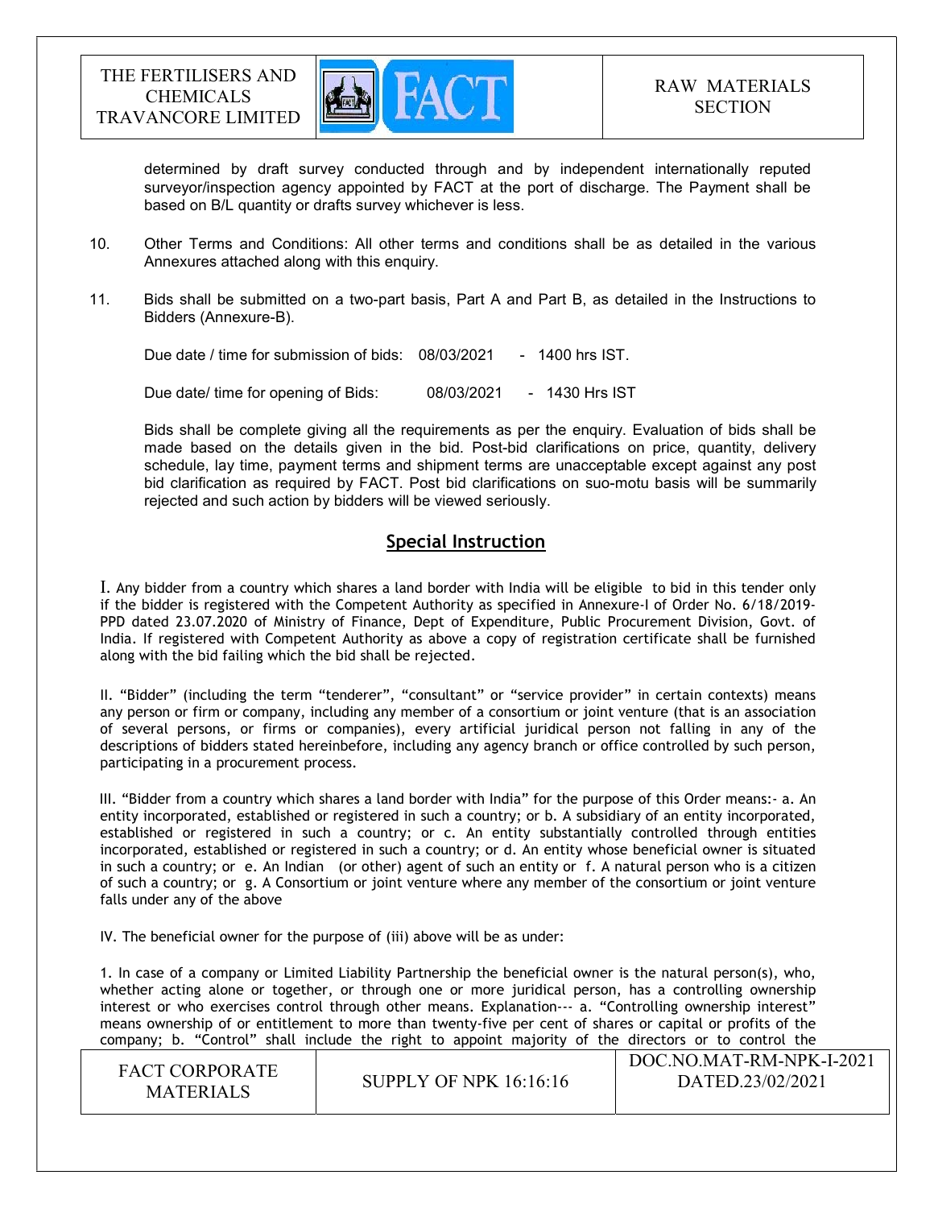determined by draft survey conducted through and by independent internationally reputed surveyor/inspection agency appointed by FACT at the port of discharge. The Payment shall be based on B/L quantity or drafts survey whichever is less.

10. Other Terms and Conditions: All other terms and conditions shall be as detailed in the various Annexures attached along with this enquiry.

11. Bids shall be submitted on a two-part basis, Part A and Part B, as detailed in the Instructions to Bidders (Annexure-B).

    Due date / time for submission of bids: 08/03/2021 - 1400 hrs IST.

    Due date/ time for opening of Bids: 08/03/2021 - 1430 Hrs IST

    Bids shall be complete giving all the requirements as per the enquiry. Evaluation of bids shall be made based on the details given in the bid. Post-bid clarifications on price, quantity, delivery schedule, lay time, payment terms and shipment terms are unacceptable except against any post bid clarification as required by FACT. Post bid clarifications on suo-motu basis will be summarily rejected and such action by bidders will be viewed seriously.

## Special Instruction

I. Any bidder from a country which shares a land border with India will be eligible to bid in this tender only if the bidder is registered with the Competent Authority as specified in Annexure-I of Order No. 6/18/2019-PPD dated 23.07.2020 of Ministry of Finance, Dept of Expenditure, Public Procurement Division, Govt. of India. If registered with Competent Authority as above a copy of registration certificate shall be furnished along with the bid failing which the bid shall be rejected.

II. "Bidder" (including the term "tenderer", "consultant" or "service provider" in certain contexts) means any person or firm or company, including any member of a consortium or joint venture (that is an association of several persons, or firms or companies), every artificial juridical person not falling in any of the descriptions of bidders stated hereinbefore, including any agency branch or office controlled by such person, participating in a procurement process.

III. "Bidder from a country which shares a land border with India" for the purpose of this Order means:- a. An entity incorporated, established or registered in such a country; or b. A subsidiary of an entity incorporated, established or registered in such a country; or c. An entity substantially controlled through entities incorporated, established or registered in such a country; or d. An entity whose beneficial owner is situated in such a country; or e. An Indian (or other) agent of such an entity or f. A natural person who is a citizen of such a country; or g. A Consortium or joint venture where any member of the consortium or joint venture falls under any of the above

IV. The beneficial owner for the purpose of (iii) above will be as under:

1. In case of a company or Limited Liability Partnership the beneficial owner is the natural person(s), who, whether acting alone or together, or through one or more juridical person, has a controlling ownership interest or who exercises control through other means. Explanation--- a. "Controlling ownership interest" means ownership of or entitlement to more than twenty-five per cent of shares or capital or profits of the company; b. "Control" shall include the right to appoint majority of the directors or to control the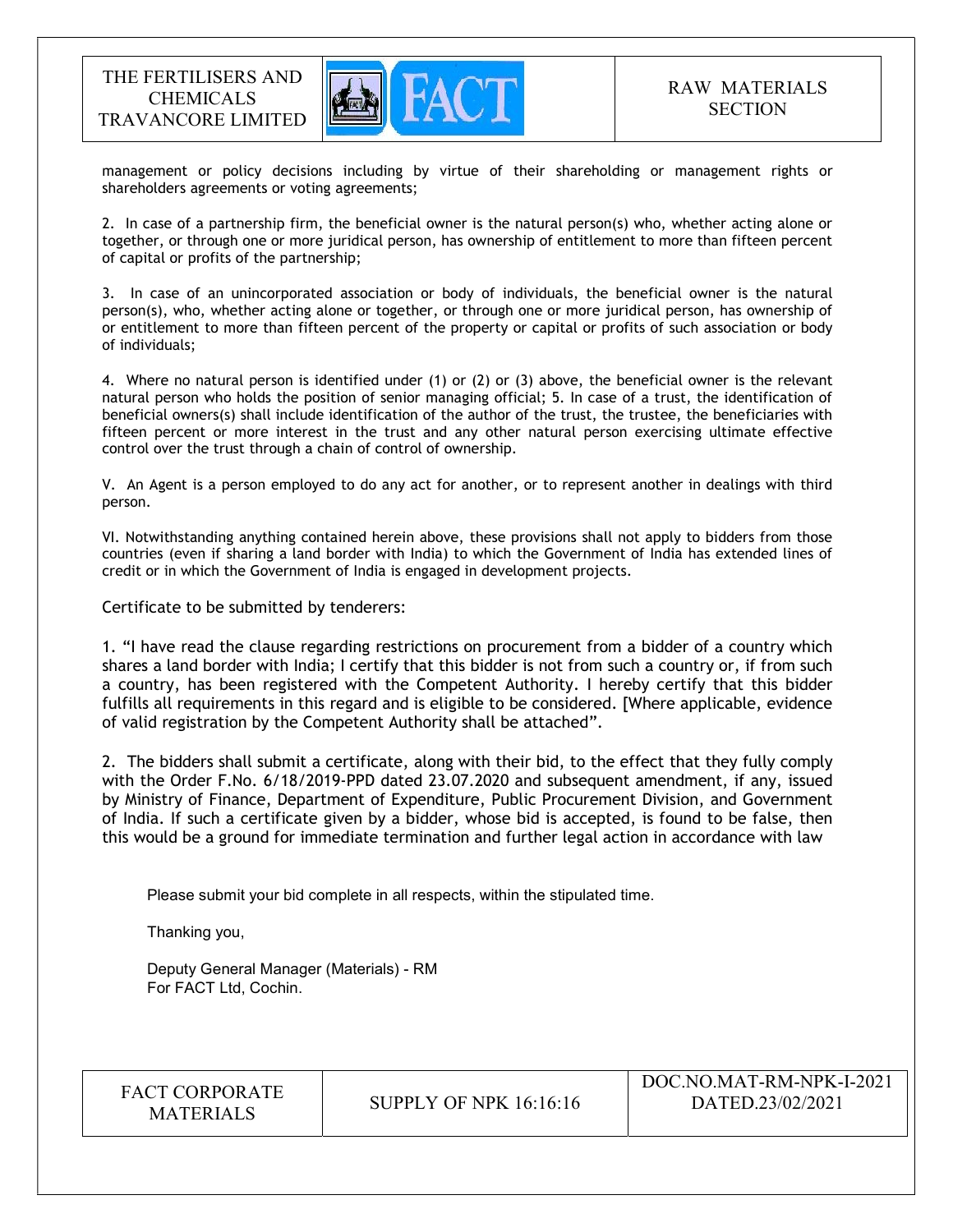management or policy decisions including by virtue of their shareholding or management rights or shareholders agreements or voting agreements;

2. In case of a partnership firm, the beneficial owner is the natural person(s) who, whether acting alone or together, or through one or more juridical person, has ownership of entitlement to more than fifteen percent of capital or profits of the partnership;

3. In case of an unincorporated association or body of individuals, the beneficial owner is the natural person(s), who, whether acting alone or together, or through one or more juridical person, has ownership of or entitlement to more than fifteen percent of the property or capital or profits of such association or body of individuals;

4. Where no natural person is identified under (1) or (2) or (3) above, the beneficial owner is the relevant natural person who holds the position of senior managing official; 5. In case of a trust, the identification of beneficial owners(s) shall include identification of the author of the trust, the trustee, the beneficiaries with fifteen percent or more interest in the trust and any other natural person exercising ultimate effective control over the trust through a chain of control of ownership.

V. An Agent is a person employed to do any act for another, or to represent another in dealings with third person.

VI. Notwithstanding anything contained herein above, these provisions shall not apply to bidders from those countries (even if sharing a land border with India) to which the Government of India has extended lines of credit or in which the Government of India is engaged in development projects.

Certificate to be submitted by tenderers:

1. "I have read the clause regarding restrictions on procurement from a bidder of a country which shares a land border with India; I certify that this bidder is not from such a country or, if from such a country, has been registered with the Competent Authority. I hereby certify that this bidder fulfills all requirements in this regard and is eligible to be considered. [Where applicable, evidence of valid registration by the Competent Authority shall be attached".

2. The bidders shall submit a certificate, along with their bid, to the effect that they fully comply with the Order F.No. 6/18/2019-PPD dated 23.07.2020 and subsequent amendment, if any, issued by Ministry of Finance, Department of Expenditure, Public Procurement Division, and Government of India. If such a certificate given by a bidder, whose bid is accepted, is found to be false, then this would be a ground for immediate termination and further legal action in accordance with law

Please submit your bid complete in all respects, within the stipulated time.

Thanking you,

Deputy General Manager (Materials) - RM
For FACT Ltd, Cochin.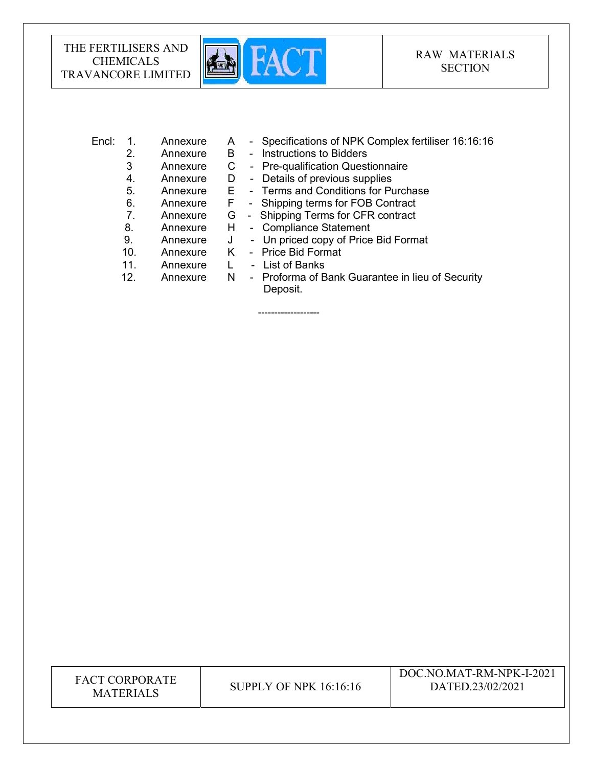Encl:

| | | | |
|---|---|---|---|
| 1. | Annexure | A | - Specifications of NPK Complex fertiliser 16:16:16 |
| 2. | Annexure | B | - Instructions to Bidders |
| 3 | Annexure | C | - Pre-qualification Questionnaire |
| 4. | Annexure | D | - Details of previous supplies |
| 5. | Annexure | E | - Terms and Conditions for Purchase |
| 6. | Annexure | F | - Shipping terms for FOB Contract |
| 7. | Annexure | G | - Shipping Terms for CFR contract |
| 8. | Annexure | H | - Compliance Statement |
| 9. | Annexure | J | - Un priced copy of Price Bid Format |
| 10. | Annexure | K | - Price Bid Format |
| 11. | Annexure | L | - List of Banks |
| 12. | Annexure | N | - Proforma of Bank Guarantee in lieu of Security Deposit. |

-------------------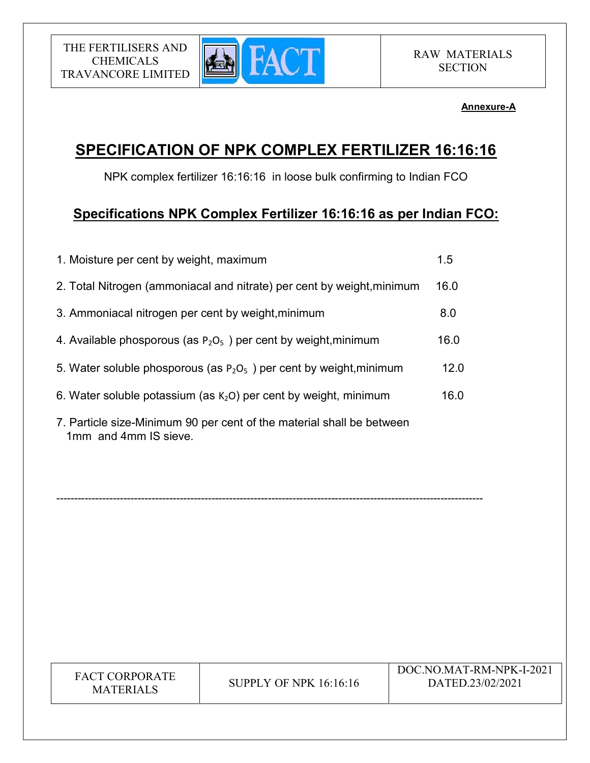**Annexure-A**

# SPECIFICATION OF NPK COMPLEX FERTILIZER 16:16:16

NPK complex fertilizer 16:16:16 in loose bulk confirming to Indian FCO

## Specifications NPK Complex Fertilizer 16:16:16 as per Indian FCO:

1. Moisture per cent by weight, maximum — 1.5
2. Total Nitrogen (ammoniacal and nitrate) per cent by weight,minimum — 16.0
3. Ammoniacal nitrogen per cent by weight,minimum — 8.0
4. Available phosporous (as $P_2O_5$ ) per cent by weight,minimum — 16.0
5. Water soluble phosporous (as $P_2O_5$ ) per cent by weight,minimum — 12.0
6. Water soluble potassium (as $K_2O$) per cent by weight, minimum — 16.0
7. Particle size-Minimum 90 per cent of the material shall be between 1mm and 4mm IS sieve.

---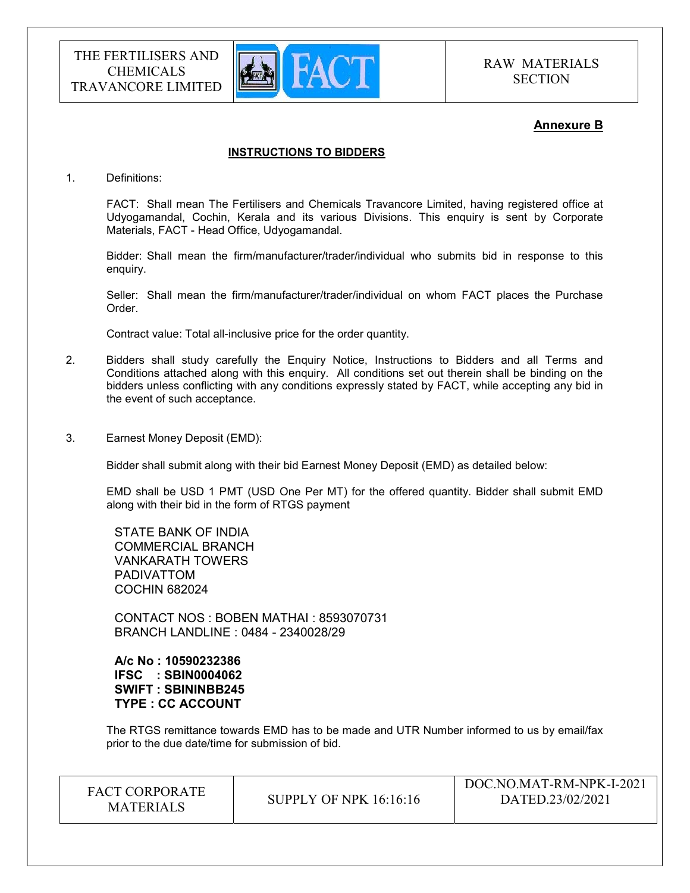**Annexure B**

**INSTRUCTIONS TO BIDDERS**

1. Definitions:

   FACT: Shall mean The Fertilisers and Chemicals Travancore Limited, having registered office at Udyogamandal, Cochin, Kerala and its various Divisions. This enquiry is sent by Corporate Materials, FACT - Head Office, Udyogamandal.

   Bidder: Shall mean the firm/manufacturer/trader/individual who submits bid in response to this enquiry.

   Seller: Shall mean the firm/manufacturer/trader/individual on whom FACT places the Purchase Order.

   Contract value: Total all-inclusive price for the order quantity.

2. Bidders shall study carefully the Enquiry Notice, Instructions to Bidders and all Terms and Conditions attached along with this enquiry. All conditions set out therein shall be binding on the bidders unless conflicting with any conditions expressly stated by FACT, while accepting any bid in the event of such acceptance.

3. Earnest Money Deposit (EMD):

   Bidder shall submit along with their bid Earnest Money Deposit (EMD) as detailed below:

   EMD shall be USD 1 PMT (USD One Per MT) for the offered quantity. Bidder shall submit EMD along with their bid in the form of RTGS payment

   STATE BANK OF INDIA
   COMMERCIAL BRANCH
   VANKARATH TOWERS
   PADIVATTOM
   COCHIN 682024

   CONTACT NOS : BOBEN MATHAI : 8593070731
   BRANCH LANDLINE : 0484 - 2340028/29

   **A/c No : 10590232386**
   **IFSC : SBIN0004062**
   **SWIFT : SBININBB245**
   **TYPE : CC ACCOUNT**

   The RTGS remittance towards EMD has to be made and UTR Number informed to us by email/fax prior to the due date/time for submission of bid.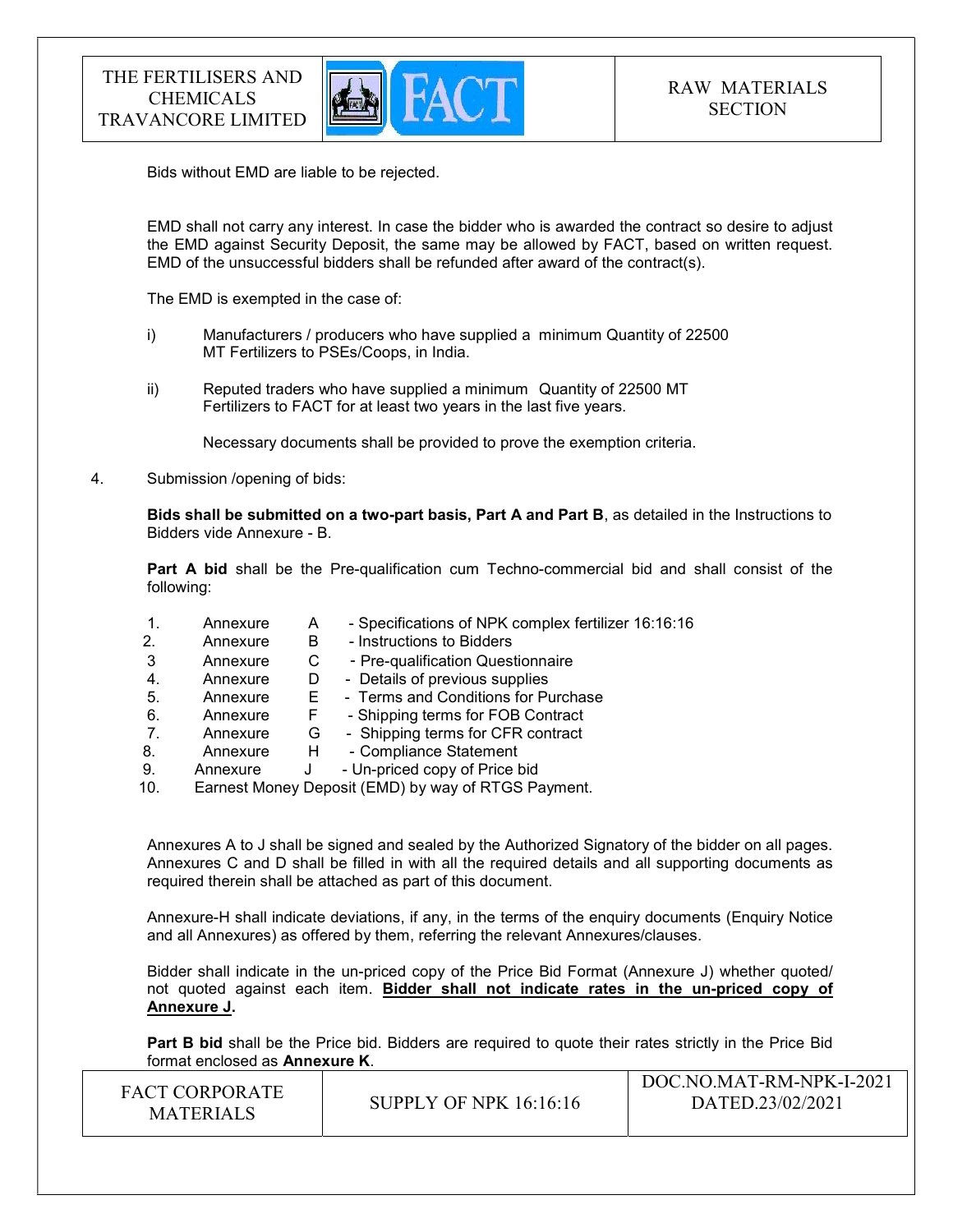Bids without EMD are liable to be rejected.

EMD shall not carry any interest. In case the bidder who is awarded the contract so desire to adjust the EMD against Security Deposit, the same may be allowed by FACT, based on written request. EMD of the unsuccessful bidders shall be refunded after award of the contract(s).

The EMD is exempted in the case of:

i) Manufacturers / producers who have supplied a minimum Quantity of 22500 MT Fertilizers to PSEs/Coops, in India.

ii) Reputed traders who have supplied a minimum Quantity of 22500 MT Fertilizers to FACT for at least two years in the last five years.

Necessary documents shall be provided to prove the exemption criteria.

4. Submission /opening of bids:

**Bids shall be submitted on a two-part basis, Part A and Part B**, as detailed in the Instructions to Bidders vide Annexure - B.

**Part A bid** shall be the Pre-qualification cum Techno-commercial bid and shall consist of the following:

1. Annexure A - Specifications of NPK complex fertilizer 16:16:16
2. Annexure B - Instructions to Bidders
3. Annexure C - Pre-qualification Questionnaire
4. Annexure D - Details of previous supplies
5. Annexure E - Terms and Conditions for Purchase
6. Annexure F - Shipping terms for FOB Contract
7. Annexure G - Shipping terms for CFR contract
8. Annexure H - Compliance Statement
9. Annexure J - Un-priced copy of Price bid
10. Earnest Money Deposit (EMD) by way of RTGS Payment.

Annexures A to J shall be signed and sealed by the Authorized Signatory of the bidder on all pages. Annexures C and D shall be filled in with all the required details and all supporting documents as required therein shall be attached as part of this document.

Annexure-H shall indicate deviations, if any, in the terms of the enquiry documents (Enquiry Notice and all Annexures) as offered by them, referring the relevant Annexures/clauses.

Bidder shall indicate in the un-priced copy of the Price Bid Format (Annexure J) whether quoted/ not quoted against each item. **Bidder shall not indicate rates in the un-priced copy of Annexure J.**

**Part B bid** shall be the Price bid. Bidders are required to quote their rates strictly in the Price Bid format enclosed as **Annexure K**.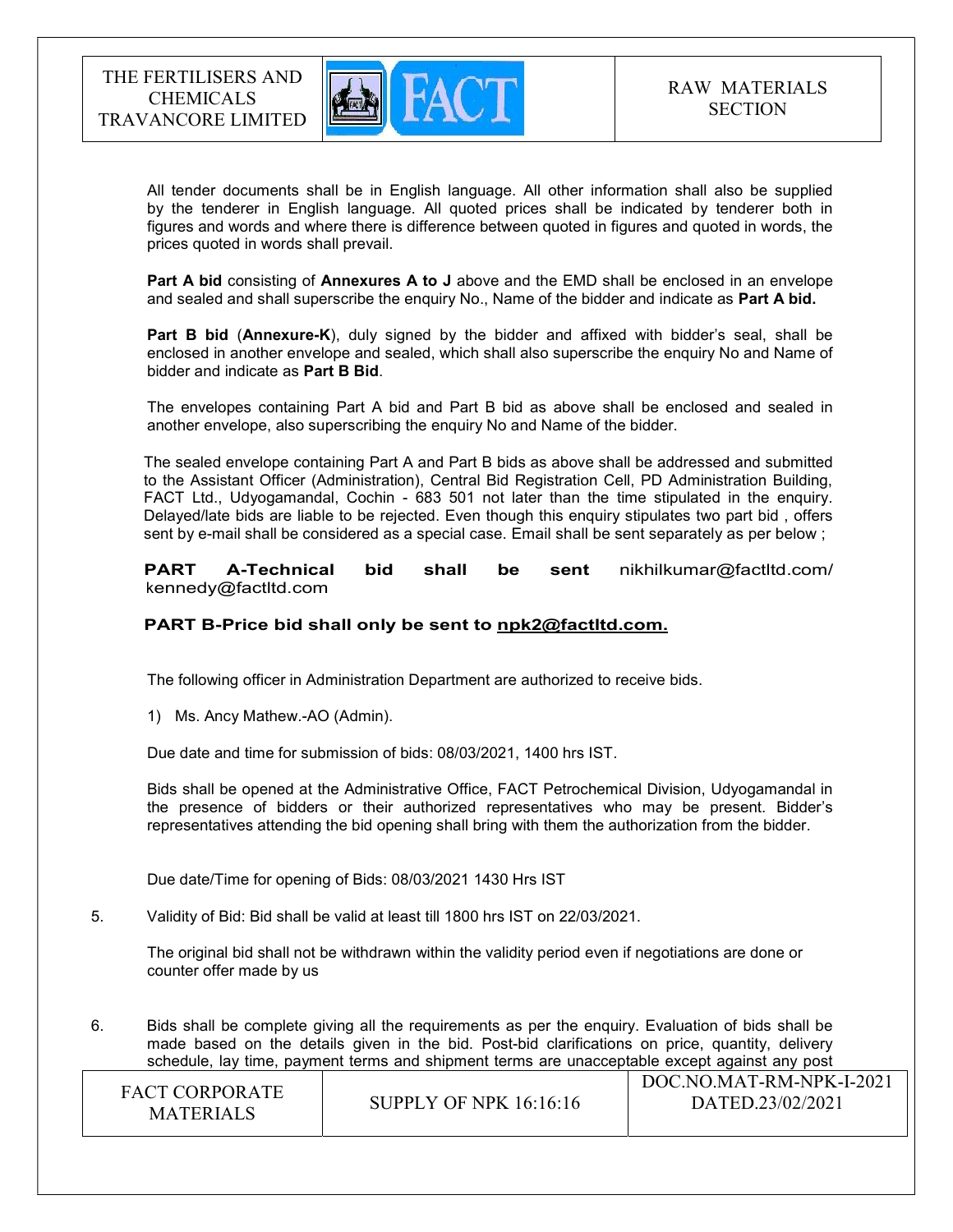All tender documents shall be in English language. All other information shall also be supplied by the tenderer in English language. All quoted prices shall be indicated by tenderer both in figures and words and where there is difference between quoted in figures and quoted in words, the prices quoted in words shall prevail.

**Part A bid** consisting of **Annexures A to J** above and the EMD shall be enclosed in an envelope and sealed and shall superscribe the enquiry No., Name of the bidder and indicate as **Part A bid.**

**Part B bid** (**Annexure-K**), duly signed by the bidder and affixed with bidder's seal, shall be enclosed in another envelope and sealed, which shall also superscribe the enquiry No and Name of bidder and indicate as **Part B Bid**.

The envelopes containing Part A bid and Part B bid as above shall be enclosed and sealed in another envelope, also superscribing the enquiry No and Name of the bidder.

The sealed envelope containing Part A and Part B bids as above shall be addressed and submitted to the Assistant Officer (Administration), Central Bid Registration Cell, PD Administration Building, FACT Ltd., Udyogamandal, Cochin - 683 501 not later than the time stipulated in the enquiry. Delayed/late bids are liable to be rejected. Even though this enquiry stipulates two part bid , offers sent by e-mail shall be considered as a special case. Email shall be sent separately as per below ;

**PART A-Technical bid shall be sent** nikhilkumar@factltd.com/ kennedy@factltd.com

**PART B-Price bid shall only be sent to npk2@factltd.com.**

The following officer in Administration Department are authorized to receive bids.

1) Ms. Ancy Mathew.-AO (Admin).

Due date and time for submission of bids: 08/03/2021, 1400 hrs IST.

Bids shall be opened at the Administrative Office, FACT Petrochemical Division, Udyogamandal in the presence of bidders or their authorized representatives who may be present. Bidder's representatives attending the bid opening shall bring with them the authorization from the bidder.

Due date/Time for opening of Bids: 08/03/2021 1430 Hrs IST

5. Validity of Bid: Bid shall be valid at least till 1800 hrs IST on 22/03/2021.

   The original bid shall not be withdrawn within the validity period even if negotiations are done or counter offer made by us

6. Bids shall be complete giving all the requirements as per the enquiry. Evaluation of bids shall be made based on the details given in the bid. Post-bid clarifications on price, quantity, delivery schedule, lay time, payment terms and shipment terms are unacceptable except against any post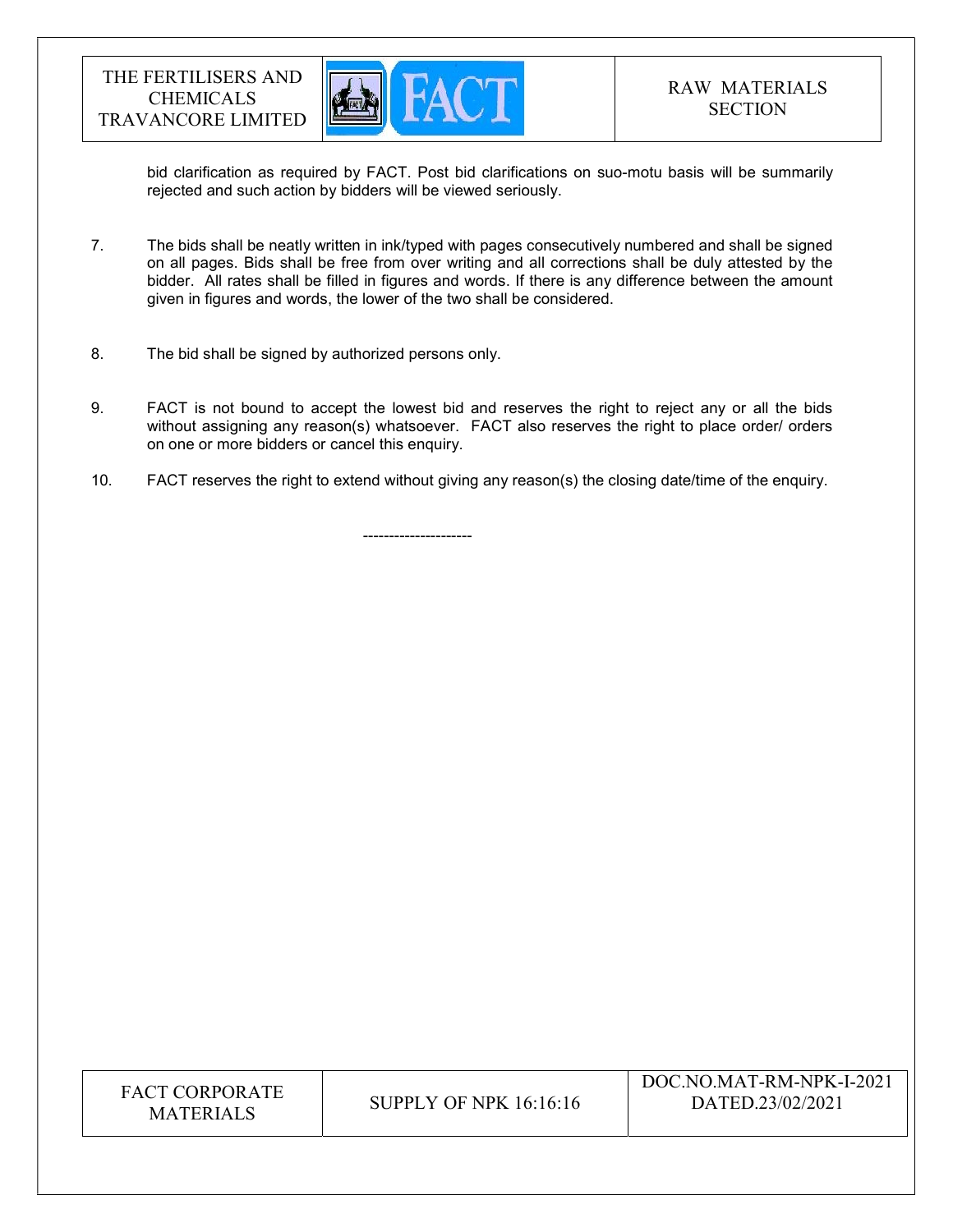bid clarification as required by FACT. Post bid clarifications on suo-motu basis will be summarily rejected and such action by bidders will be viewed seriously.

7. The bids shall be neatly written in ink/typed with pages consecutively numbered and shall be signed on all pages. Bids shall be free from over writing and all corrections shall be duly attested by the bidder. All rates shall be filled in figures and words. If there is any difference between the amount given in figures and words, the lower of the two shall be considered.

8. The bid shall be signed by authorized persons only.

9. FACT is not bound to accept the lowest bid and reserves the right to reject any or all the bids without assigning any reason(s) whatsoever. FACT also reserves the right to place order/ orders on one or more bidders or cancel this enquiry.

10. FACT reserves the right to extend without giving any reason(s) the closing date/time of the enquiry.

---------------------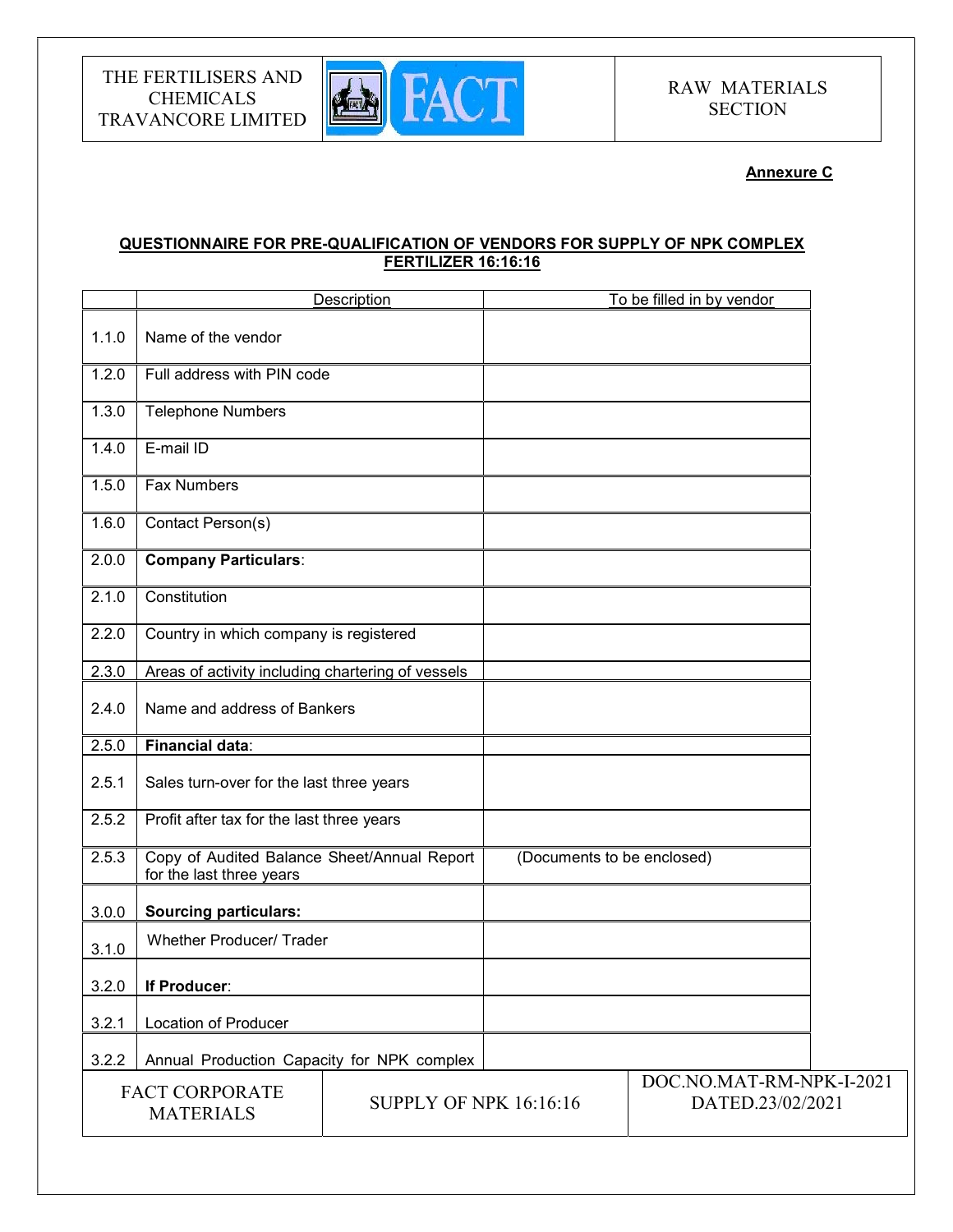**Annexure C**

**QUESTIONNAIRE FOR PRE-QUALIFICATION OF VENDORS FOR SUPPLY OF NPK COMPLEX FERTILIZER 16:16:16**

| | Description | To be filled in by vendor |
|---|---|---|
| 1.1.0 | Name of the vendor | |
| 1.2.0 | Full address with PIN code | |
| 1.3.0 | Telephone Numbers | |
| 1.4.0 | E-mail ID | |
| 1.5.0 | Fax Numbers | |
| 1.6.0 | Contact Person(s) | |
| 2.0.0 | **Company Particulars**: | |
| 2.1.0 | Constitution | |
| 2.2.0 | Country in which company is registered | |
| 2.3.0 | Areas of activity including chartering of vessels | |
| 2.4.0 | Name and address of Bankers | |
| 2.5.0 | **Financial data**: | |
| 2.5.1 | Sales turn-over for the last three years | |
| 2.5.2 | Profit after tax for the last three years | |
| 2.5.3 | Copy of Audited Balance Sheet/Annual Report for the last three years | (Documents to be enclosed) |
| 3.0.0 | **Sourcing particulars:** | |
| 3.1.0 | Whether Producer/ Trader | |
| 3.2.0 | **If Producer**: | |
| 3.2.1 | Location of Producer | |
| 3.2.2 | Annual Production Capacity for NPK complex | |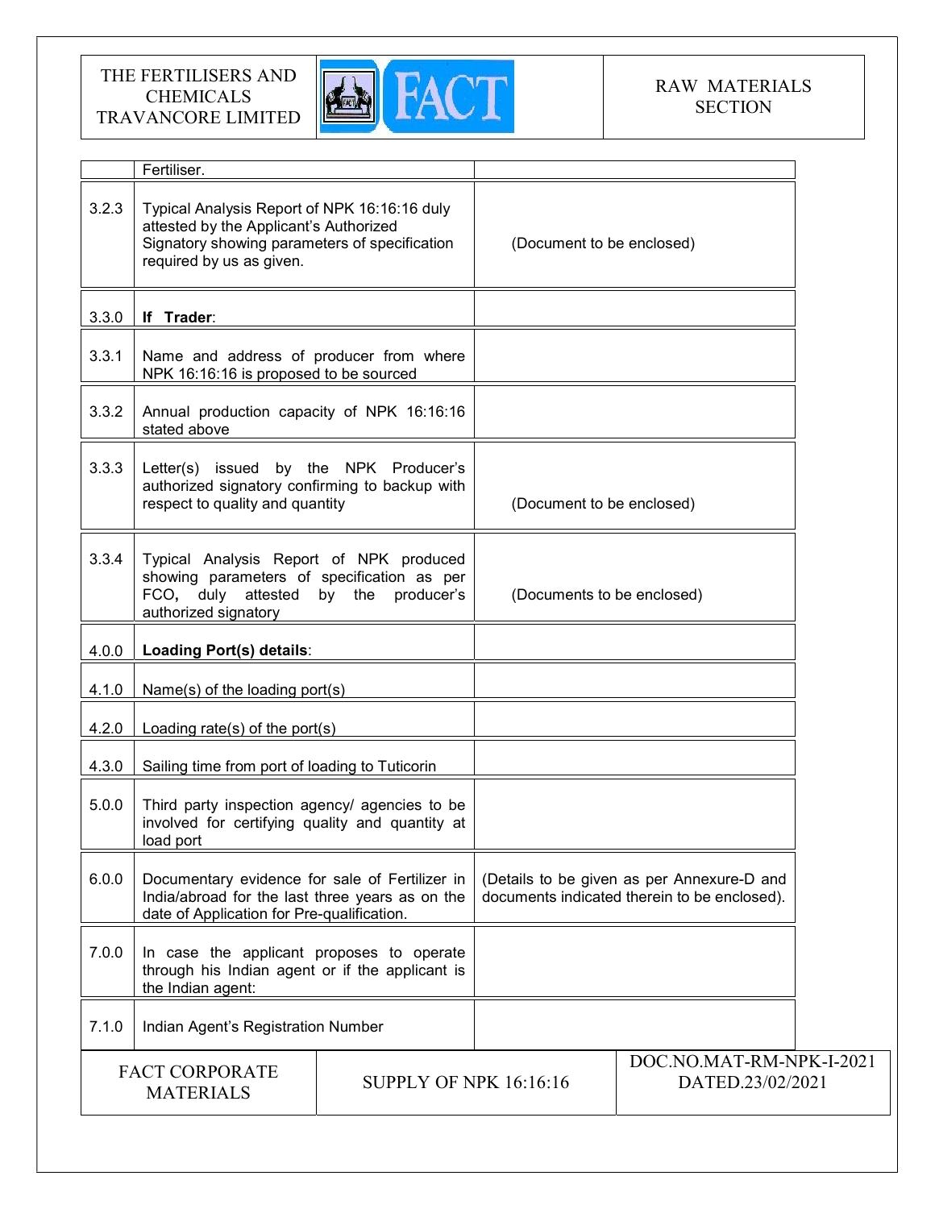| | | |
|---|---|---|
| | Fertiliser. | |
| 3.2.3 | Typical Analysis Report of NPK 16:16:16 duly attested by the Applicant's Authorized Signatory showing parameters of specification required by us as given. | (Document to be enclosed) |
| 3.3.0 | **If Trader**: | |
| 3.3.1 | Name and address of producer from where NPK 16:16:16 is proposed to be sourced | |
| 3.3.2 | Annual production capacity of NPK 16:16:16 stated above | |
| 3.3.3 | Letter(s) issued by the NPK Producer's authorized signatory confirming to backup with respect to quality and quantity | (Document to be enclosed) |
| 3.3.4 | Typical Analysis Report of NPK produced showing parameters of specification as per FCO, duly attested by the producer's authorized signatory | (Documents to be enclosed) |
| 4.0.0 | **Loading Port(s) details**: | |
| 4.1.0 | Name(s) of the loading port(s) | |
| 4.2.0 | Loading rate(s) of the port(s) | |
| 4.3.0 | Sailing time from port of loading to Tuticorin | |
| 5.0.0 | Third party inspection agency/ agencies to be involved for certifying quality and quantity at load port | |
| 6.0.0 | Documentary evidence for sale of Fertilizer in India/abroad for the last three years as on the date of Application for Pre-qualification. | (Details to be given as per Annexure-D and documents indicated therein to be enclosed). |
| 7.0.0 | In case the applicant proposes to operate through his Indian agent or if the applicant is the Indian agent: | |
| 7.1.0 | Indian Agent's Registration Number | |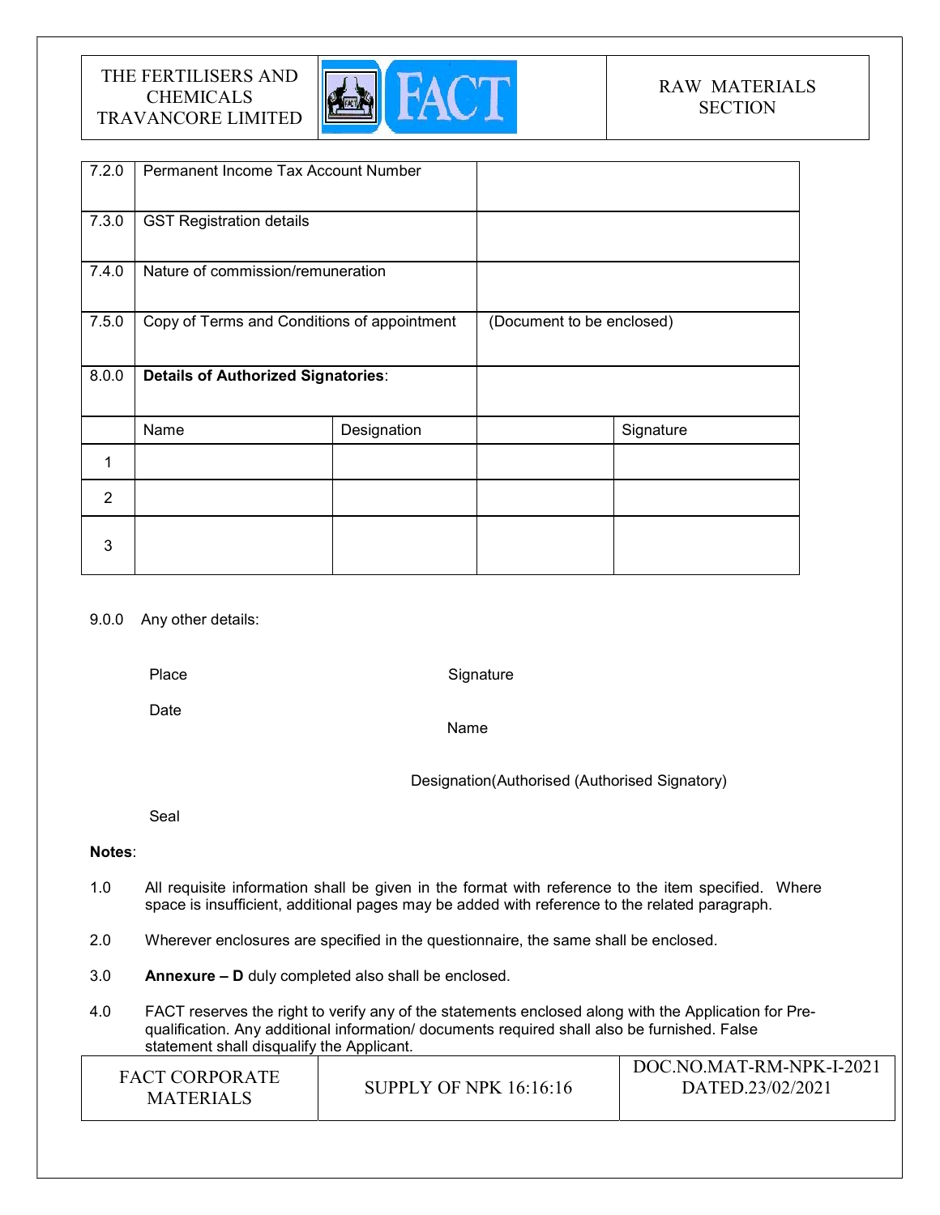| 7.2.0 | Permanent Income Tax Account Number | | | |
|---|---|---|---|---|
| 7.3.0 | GST Registration details | | | |
| 7.4.0 | Nature of commission/remuneration | | | |
| 7.5.0 | Copy of Terms and Conditions of appointment | | (Document to be enclosed) | |
| 8.0.0 | **Details of Authorized Signatories**: | | | |
| | Name | Designation | | Signature |
| 1 | | | | |
| 2 | | | | |
| 3 | | | | |

9.0.0 Any other details:

Place

Date

Signature

Name

Designation(Authorised (Authorised Signatory)

Seal

**Notes**:

1.0 All requisite information shall be given in the format with reference to the item specified. Where space is insufficient, additional pages may be added with reference to the related paragraph.

2.0 Wherever enclosures are specified in the questionnaire, the same shall be enclosed.

3.0 **Annexure – D** duly completed also shall be enclosed.

4.0 FACT reserves the right to verify any of the statements enclosed along with the Application for Pre-qualification. Any additional information/ documents required shall also be furnished. False statement shall disqualify the Applicant.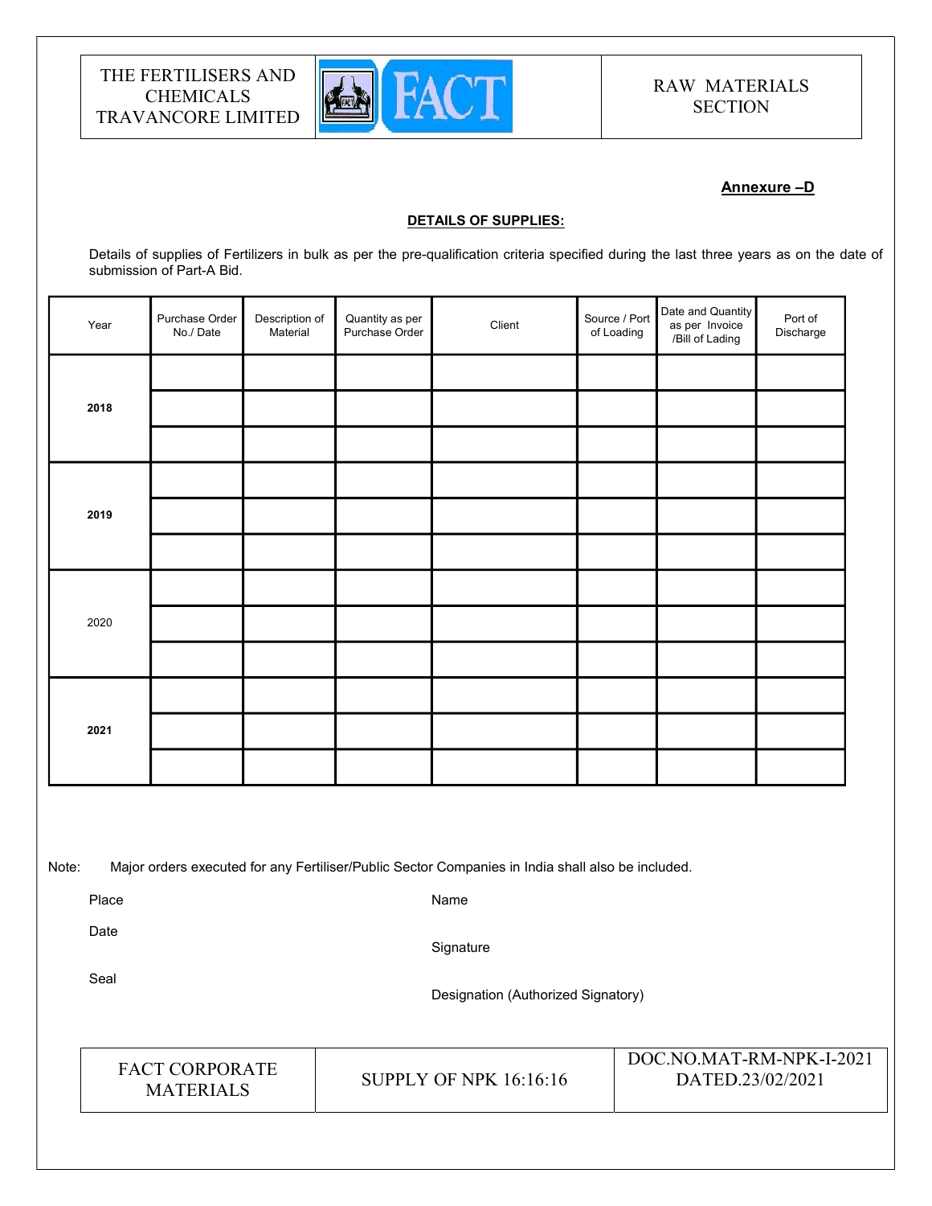**Annexure –D**

**DETAILS OF SUPPLIES:**

Details of supplies of Fertilizers in bulk as per the pre-qualification criteria specified during the last three years as on the date of submission of Part-A Bid.

| Year | Purchase Order No./ Date | Description of Material | Quantity as per Purchase Order | Client | Source / Port of Loading | Date and Quantity as per Invoice /Bill of Lading | Port of Discharge |
|---|---|---|---|---|---|---|---|
| **2018** | | | | | | | |
| | | | | | | | |
| | | | | | | | |
| **2019** | | | | | | | |
| | | | | | | | |
| | | | | | | | |
| 2020 | | | | | | | |
| | | | | | | | |
| | | | | | | | |
| **2021** | | | | | | | |
| | | | | | | | |
| | | | | | | | |

Note: Major orders executed for any Fertiliser/Public Sector Companies in India shall also be included.

Place

Date

Seal

Name

Signature

Designation (Authorized Signatory)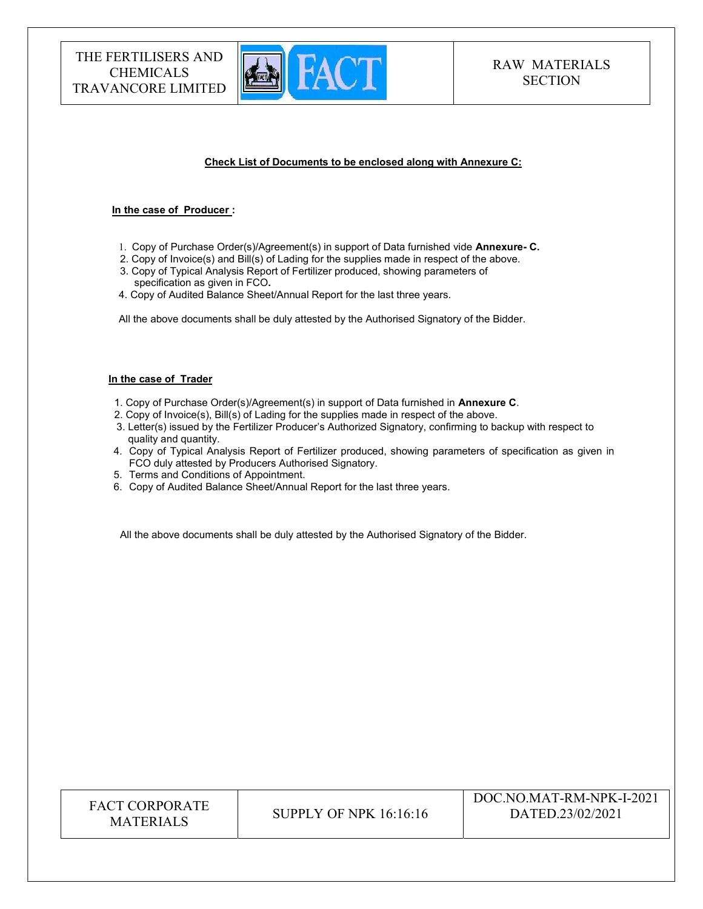**Check List of Documents to be enclosed along with Annexure C:**

**In the case of Producer :**

1. Copy of Purchase Order(s)/Agreement(s) in support of Data furnished vide **Annexure- C.**
2. Copy of Invoice(s) and Bill(s) of Lading for the supplies made in respect of the above.
3. Copy of Typical Analysis Report of Fertilizer produced, showing parameters of specification as given in FCO**.**
4. Copy of Audited Balance Sheet/Annual Report for the last three years.

All the above documents shall be duly attested by the Authorised Signatory of the Bidder.

**In the case of Trader**

1. Copy of Purchase Order(s)/Agreement(s) in support of Data furnished in **Annexure C**.
2. Copy of Invoice(s), Bill(s) of Lading for the supplies made in respect of the above.
3. Letter(s) issued by the Fertilizer Producer's Authorized Signatory, confirming to backup with respect to quality and quantity.
4. Copy of Typical Analysis Report of Fertilizer produced, showing parameters of specification as given in FCO duly attested by Producers Authorised Signatory.
5. Terms and Conditions of Appointment.
6. Copy of Audited Balance Sheet/Annual Report for the last three years.

All the above documents shall be duly attested by the Authorised Signatory of the Bidder.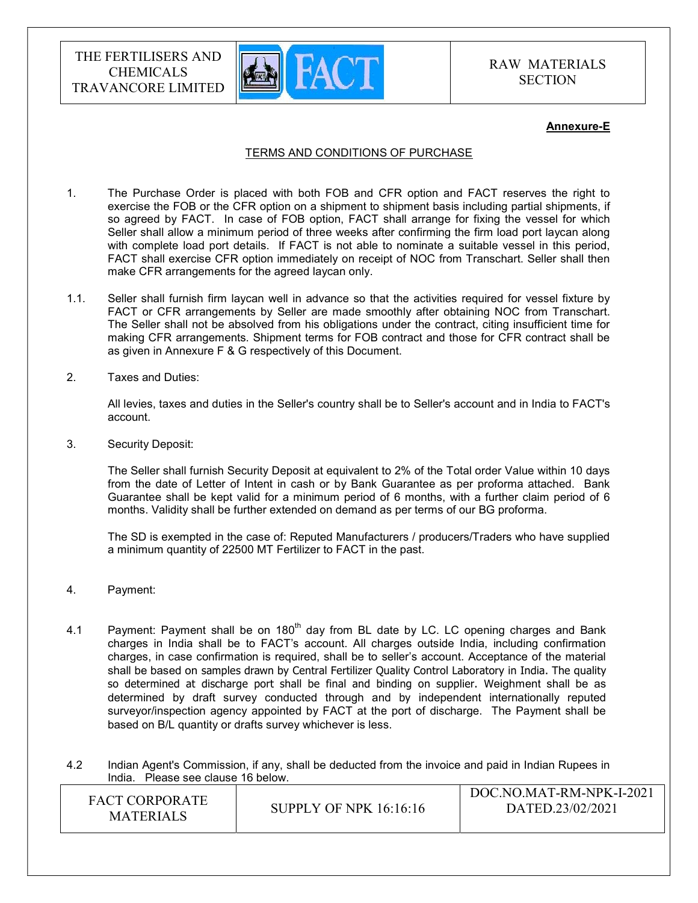**Annexure-E**

TERMS AND CONDITIONS OF PURCHASE

1. The Purchase Order is placed with both FOB and CFR option and FACT reserves the right to exercise the FOB or the CFR option on a shipment to shipment basis including partial shipments, if so agreed by FACT. In case of FOB option, FACT shall arrange for fixing the vessel for which Seller shall allow a minimum period of three weeks after confirming the firm load port laycan along with complete load port details. If FACT is not able to nominate a suitable vessel in this period, FACT shall exercise CFR option immediately on receipt of NOC from Transchart. Seller shall then make CFR arrangements for the agreed laycan only.

1.1. Seller shall furnish firm laycan well in advance so that the activities required for vessel fixture by FACT or CFR arrangements by Seller are made smoothly after obtaining NOC from Transchart. The Seller shall not be absolved from his obligations under the contract, citing insufficient time for making CFR arrangements. Shipment terms for FOB contract and those for CFR contract shall be as given in Annexure F & G respectively of this Document.

2. Taxes and Duties:

   All levies, taxes and duties in the Seller's country shall be to Seller's account and in India to FACT's account.

3. Security Deposit:

   The Seller shall furnish Security Deposit at equivalent to 2% of the Total order Value within 10 days from the date of Letter of Intent in cash or by Bank Guarantee as per proforma attached. Bank Guarantee shall be kept valid for a minimum period of 6 months, with a further claim period of 6 months. Validity shall be further extended on demand as per terms of our BG proforma.

   The SD is exempted in the case of: Reputed Manufacturers / producers/Traders who have supplied a minimum quantity of 22500 MT Fertilizer to FACT in the past.

4. Payment:

4.1 Payment: Payment shall be on 180th day from BL date by LC. LC opening charges and Bank charges in India shall be to FACT's account. All charges outside India, including confirmation charges, in case confirmation is required, shall be to seller's account. Acceptance of the material shall be based on samples drawn by Central Fertilizer Quality Control Laboratory in India. The quality so determined at discharge port shall be final and binding on supplier. Weighment shall be as determined by draft survey conducted through and by independent internationally reputed surveyor/inspection agency appointed by FACT at the port of discharge. The Payment shall be based on B/L quantity or drafts survey whichever is less.

4.2 Indian Agent's Commission, if any, shall be deducted from the invoice and paid in Indian Rupees in India. Please see clause 16 below.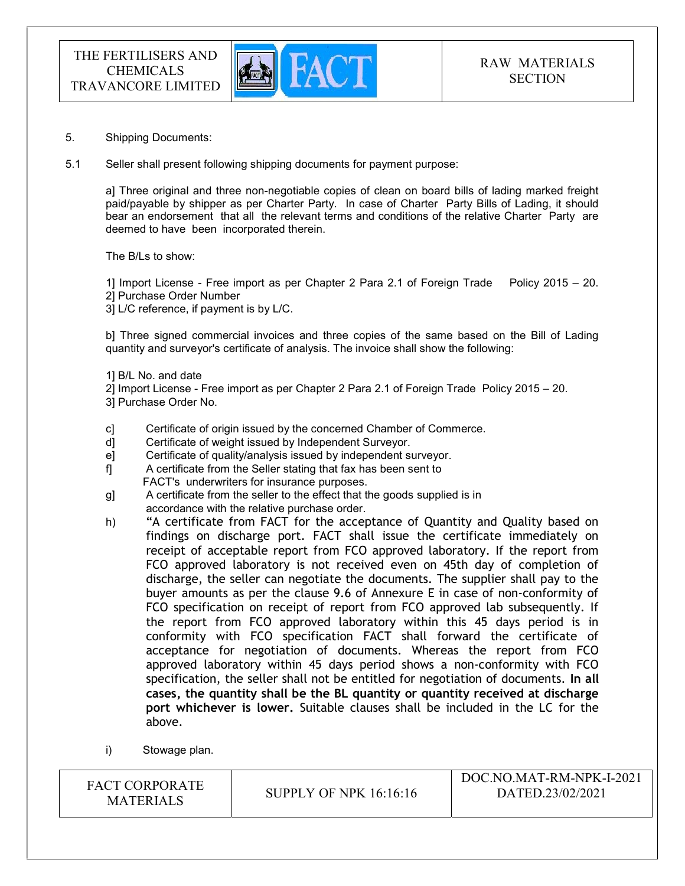5. Shipping Documents:

5.1 Seller shall present following shipping documents for payment purpose:

a] Three original and three non-negotiable copies of clean on board bills of lading marked freight paid/payable by shipper as per Charter Party. In case of Charter Party Bills of Lading, it should bear an endorsement that all the relevant terms and conditions of the relative Charter Party are deemed to have been incorporated therein.

The B/Ls to show:

1] Import License - Free import as per Chapter 2 Para 2.1 of Foreign Trade Policy 2015 – 20.
2] Purchase Order Number
3] L/C reference, if payment is by L/C.

b] Three signed commercial invoices and three copies of the same based on the Bill of Lading quantity and surveyor's certificate of analysis. The invoice shall show the following:

1] B/L No. and date
2] Import License - Free import as per Chapter 2 Para 2.1 of Foreign Trade Policy 2015 – 20.
3] Purchase Order No.

c] Certificate of origin issued by the concerned Chamber of Commerce.
d] Certificate of weight issued by Independent Surveyor.
e] Certificate of quality/analysis issued by independent surveyor.
f] A certificate from the Seller stating that fax has been sent to FACT's underwriters for insurance purposes.
g] A certificate from the seller to the effect that the goods supplied is in accordance with the relative purchase order.
h) "A certificate from FACT for the acceptance of Quantity and Quality based on findings on discharge port. FACT shall issue the certificate immediately on receipt of acceptable report from FCO approved laboratory. If the report from FCO approved laboratory is not received even on 45th day of completion of discharge, the seller can negotiate the documents. The supplier shall pay to the buyer amounts as per the clause 9.6 of Annexure E in case of non-conformity of FCO specification on receipt of report from FCO approved lab subsequently. If the report from FCO approved laboratory within this 45 days period is in conformity with FCO specification FACT shall forward the certificate of acceptance for negotiation of documents. Whereas the report from FCO approved laboratory within 45 days period shows a non-conformity with FCO specification, the seller shall not be entitled for negotiation of documents. **In all cases, the quantity shall be the BL quantity or quantity received at discharge port whichever is lower.** Suitable clauses shall be included in the LC for the above.
i) Stowage plan.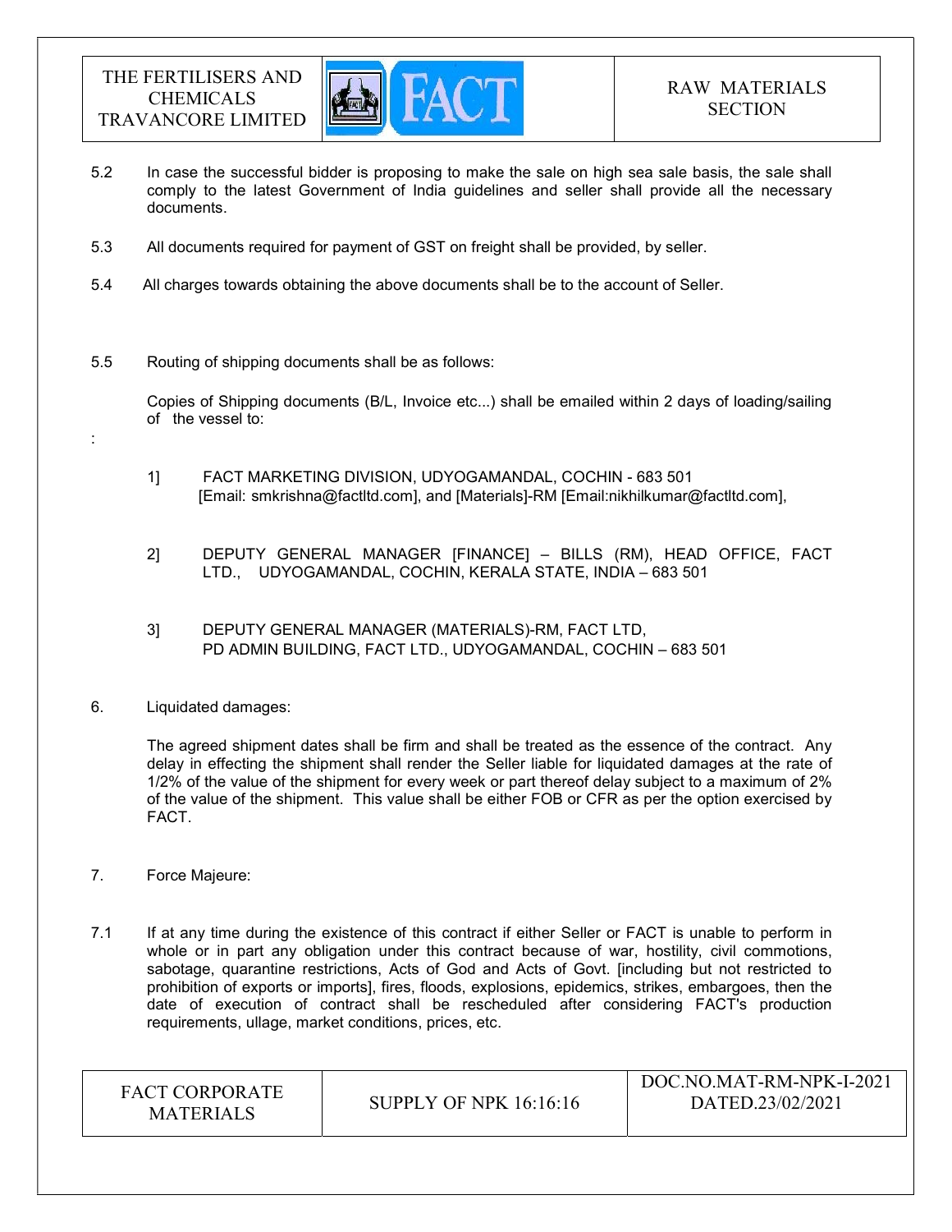5.2 In case the successful bidder is proposing to make the sale on high sea sale basis, the sale shall comply to the latest Government of India guidelines and seller shall provide all the necessary documents.

5.3 All documents required for payment of GST on freight shall be provided, by seller.

5.4 All charges towards obtaining the above documents shall be to the account of Seller.

5.5 Routing of shipping documents shall be as follows:

Copies of Shipping documents (B/L, Invoice etc...) shall be emailed within 2 days of loading/sailing of the vessel to:

:

1] FACT MARKETING DIVISION, UDYOGAMANDAL, COCHIN - 683 501
[Email: smkrishna@factltd.com], and [Materials]-RM [Email:nikhilkumar@factltd.com],

2] DEPUTY GENERAL MANAGER [FINANCE] – BILLS (RM), HEAD OFFICE, FACT LTD., UDYOGAMANDAL, COCHIN, KERALA STATE, INDIA – 683 501

3] DEPUTY GENERAL MANAGER (MATERIALS)-RM, FACT LTD,
PD ADMIN BUILDING, FACT LTD., UDYOGAMANDAL, COCHIN – 683 501

6. Liquidated damages:

The agreed shipment dates shall be firm and shall be treated as the essence of the contract. Any delay in effecting the shipment shall render the Seller liable for liquidated damages at the rate of 1/2% of the value of the shipment for every week or part thereof delay subject to a maximum of 2% of the value of the shipment. This value shall be either FOB or CFR as per the option exercised by FACT.

7. Force Majeure:

7.1 If at any time during the existence of this contract if either Seller or FACT is unable to perform in whole or in part any obligation under this contract because of war, hostility, civil commotions, sabotage, quarantine restrictions, Acts of God and Acts of Govt. [including but not restricted to prohibition of exports or imports], fires, floods, explosions, epidemics, strikes, embargoes, then the date of execution of contract shall be rescheduled after considering FACT's production requirements, ullage, market conditions, prices, etc.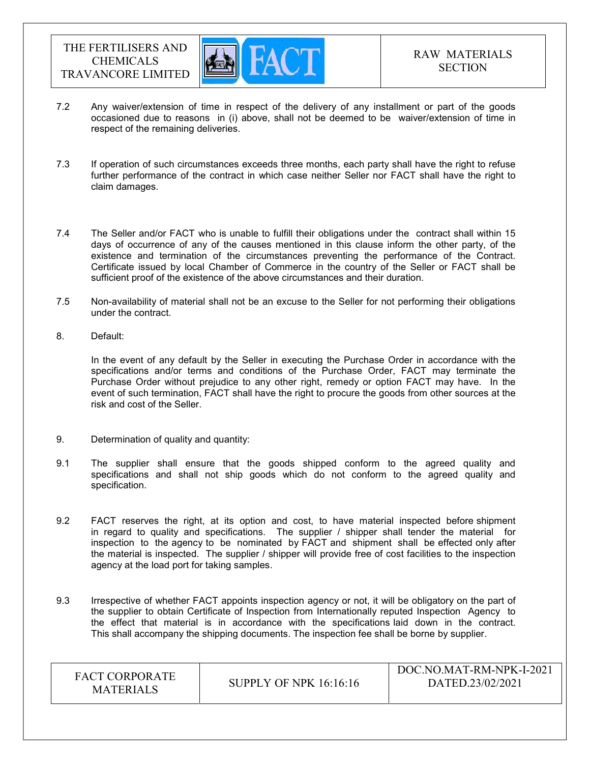7.2 Any waiver/extension of time in respect of the delivery of any installment or part of the goods occasioned due to reasons in (i) above, shall not be deemed to be waiver/extension of time in respect of the remaining deliveries.

7.3 If operation of such circumstances exceeds three months, each party shall have the right to refuse further performance of the contract in which case neither Seller nor FACT shall have the right to claim damages.

7.4 The Seller and/or FACT who is unable to fulfill their obligations under the contract shall within 15 days of occurrence of any of the causes mentioned in this clause inform the other party, of the existence and termination of the circumstances preventing the performance of the Contract. Certificate issued by local Chamber of Commerce in the country of the Seller or FACT shall be sufficient proof of the existence of the above circumstances and their duration.

7.5 Non-availability of material shall not be an excuse to the Seller for not performing their obligations under the contract.

8. Default:

In the event of any default by the Seller in executing the Purchase Order in accordance with the specifications and/or terms and conditions of the Purchase Order, FACT may terminate the Purchase Order without prejudice to any other right, remedy or option FACT may have. In the event of such termination, FACT shall have the right to procure the goods from other sources at the risk and cost of the Seller.

9. Determination of quality and quantity:

9.1 The supplier shall ensure that the goods shipped conform to the agreed quality and specifications and shall not ship goods which do not conform to the agreed quality and specification.

9.2 FACT reserves the right, at its option and cost, to have material inspected before shipment in regard to quality and specifications. The supplier / shipper shall tender the material for inspection to the agency to be nominated by FACT and shipment shall be effected only after the material is inspected. The supplier / shipper will provide free of cost facilities to the inspection agency at the load port for taking samples.

9.3 Irrespective of whether FACT appoints inspection agency or not, it will be obligatory on the part of the supplier to obtain Certificate of Inspection from Internationally reputed Inspection Agency to the effect that material is in accordance with the specifications laid down in the contract. This shall accompany the shipping documents. The inspection fee shall be borne by supplier.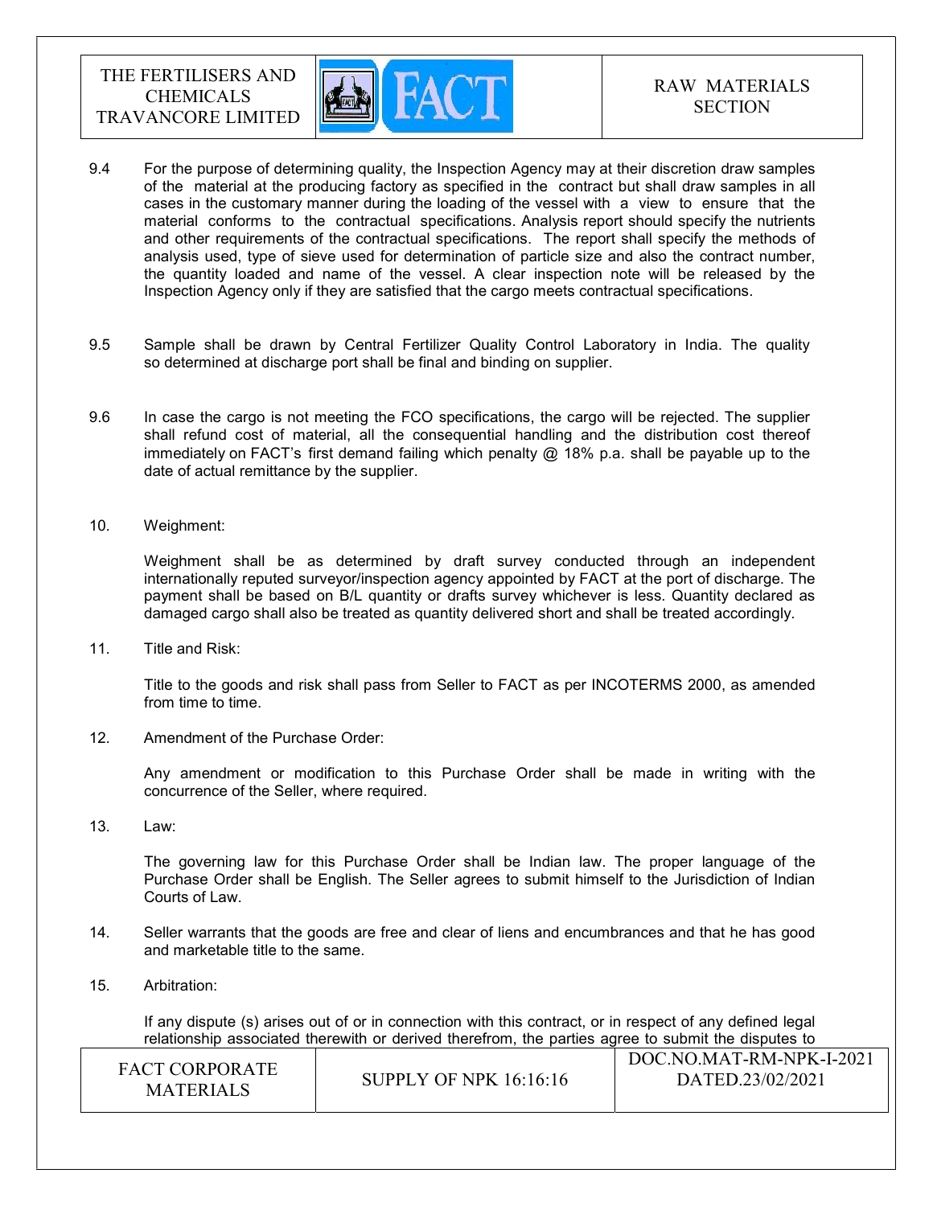9.4 For the purpose of determining quality, the Inspection Agency may at their discretion draw samples of the material at the producing factory as specified in the contract but shall draw samples in all cases in the customary manner during the loading of the vessel with a view to ensure that the material conforms to the contractual specifications. Analysis report should specify the nutrients and other requirements of the contractual specifications. The report shall specify the methods of analysis used, type of sieve used for determination of particle size and also the contract number, the quantity loaded and name of the vessel. A clear inspection note will be released by the Inspection Agency only if they are satisfied that the cargo meets contractual specifications.

9.5 Sample shall be drawn by Central Fertilizer Quality Control Laboratory in India. The quality so determined at discharge port shall be final and binding on supplier.

9.6 In case the cargo is not meeting the FCO specifications, the cargo will be rejected. The supplier shall refund cost of material, all the consequential handling and the distribution cost thereof immediately on FACT's first demand failing which penalty @ 18% p.a. shall be payable up to the date of actual remittance by the supplier.

10. Weighment:

Weighment shall be as determined by draft survey conducted through an independent internationally reputed surveyor/inspection agency appointed by FACT at the port of discharge. The payment shall be based on B/L quantity or drafts survey whichever is less. Quantity declared as damaged cargo shall also be treated as quantity delivered short and shall be treated accordingly.

11. Title and Risk:

Title to the goods and risk shall pass from Seller to FACT as per INCOTERMS 2000, as amended from time to time.

12. Amendment of the Purchase Order:

Any amendment or modification to this Purchase Order shall be made in writing with the concurrence of the Seller, where required.

13. Law:

The governing law for this Purchase Order shall be Indian law. The proper language of the Purchase Order shall be English. The Seller agrees to submit himself to the Jurisdiction of Indian Courts of Law.

14. Seller warrants that the goods are free and clear of liens and encumbrances and that he has good and marketable title to the same.

15. Arbitration:

If any dispute (s) arises out of or in connection with this contract, or in respect of any defined legal relationship associated therewith or derived therefrom, the parties agree to submit the disputes to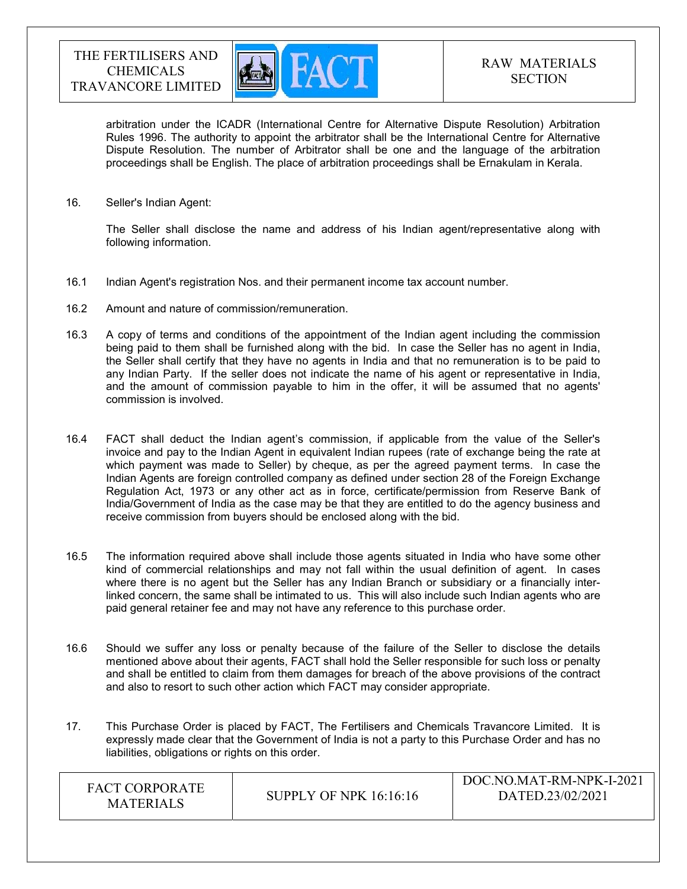arbitration under the ICADR (International Centre for Alternative Dispute Resolution) Arbitration Rules 1996. The authority to appoint the arbitrator shall be the International Centre for Alternative Dispute Resolution. The number of Arbitrator shall be one and the language of the arbitration proceedings shall be English. The place of arbitration proceedings shall be Ernakulam in Kerala.

16. Seller's Indian Agent:

The Seller shall disclose the name and address of his Indian agent/representative along with following information.

16.1 Indian Agent's registration Nos. and their permanent income tax account number.

16.2 Amount and nature of commission/remuneration.

16.3 A copy of terms and conditions of the appointment of the Indian agent including the commission being paid to them shall be furnished along with the bid. In case the Seller has no agent in India, the Seller shall certify that they have no agents in India and that no remuneration is to be paid to any Indian Party. If the seller does not indicate the name of his agent or representative in India, and the amount of commission payable to him in the offer, it will be assumed that no agents' commission is involved.

16.4 FACT shall deduct the Indian agent's commission, if applicable from the value of the Seller's invoice and pay to the Indian Agent in equivalent Indian rupees (rate of exchange being the rate at which payment was made to Seller) by cheque, as per the agreed payment terms. In case the Indian Agents are foreign controlled company as defined under section 28 of the Foreign Exchange Regulation Act, 1973 or any other act as in force, certificate/permission from Reserve Bank of India/Government of India as the case may be that they are entitled to do the agency business and receive commission from buyers should be enclosed along with the bid.

16.5 The information required above shall include those agents situated in India who have some other kind of commercial relationships and may not fall within the usual definition of agent. In cases where there is no agent but the Seller has any Indian Branch or subsidiary or a financially inter-linked concern, the same shall be intimated to us. This will also include such Indian agents who are paid general retainer fee and may not have any reference to this purchase order.

16.6 Should we suffer any loss or penalty because of the failure of the Seller to disclose the details mentioned above about their agents, FACT shall hold the Seller responsible for such loss or penalty and shall be entitled to claim from them damages for breach of the above provisions of the contract and also to resort to such other action which FACT may consider appropriate.

17. This Purchase Order is placed by FACT, The Fertilisers and Chemicals Travancore Limited. It is expressly made clear that the Government of India is not a party to this Purchase Order and has no liabilities, obligations or rights on this order.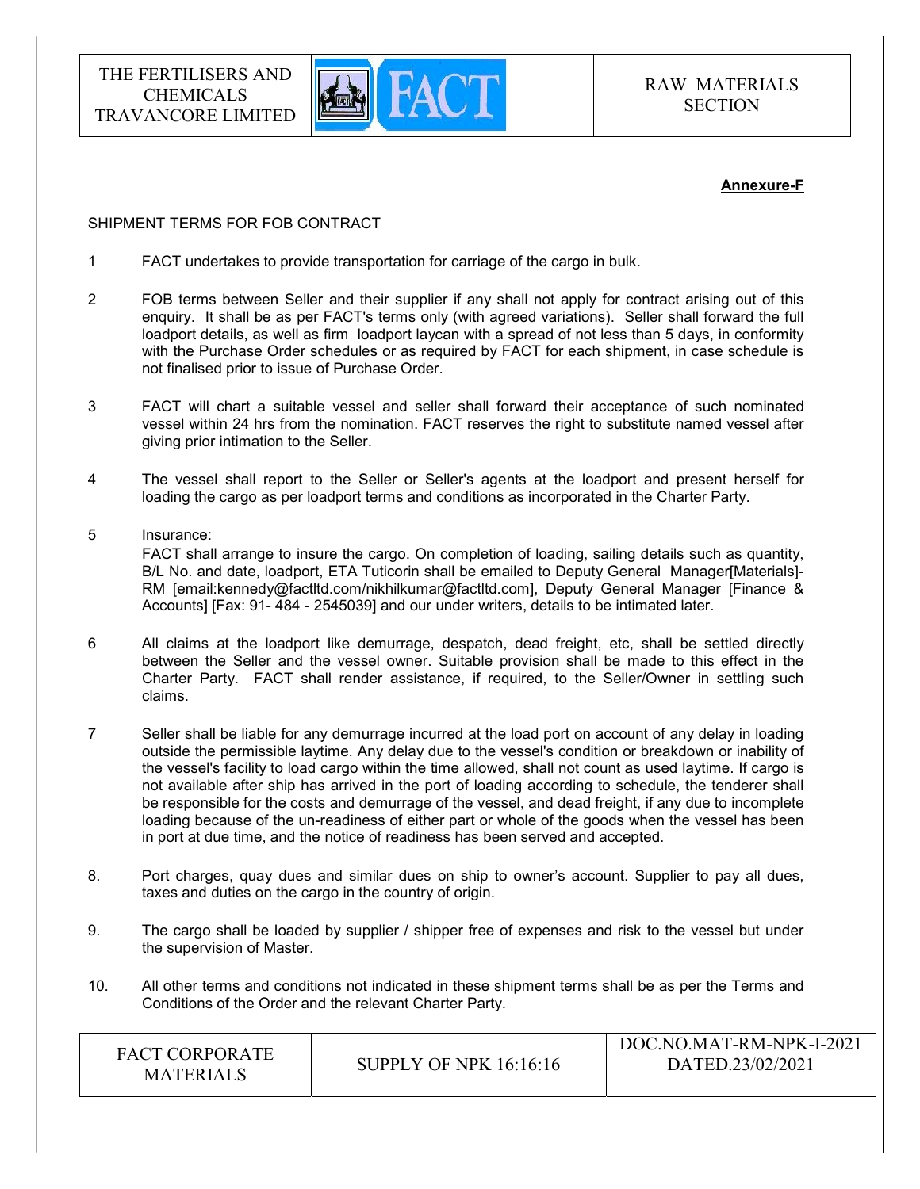**Annexure-F**

SHIPMENT TERMS FOR FOB CONTRACT

1. FACT undertakes to provide transportation for carriage of the cargo in bulk.

2. FOB terms between Seller and their supplier if any shall not apply for contract arising out of this enquiry. It shall be as per FACT's terms only (with agreed variations). Seller shall forward the full loadport details, as well as firm loadport laycan with a spread of not less than 5 days, in conformity with the Purchase Order schedules or as required by FACT for each shipment, in case schedule is not finalised prior to issue of Purchase Order.

3. FACT will chart a suitable vessel and seller shall forward their acceptance of such nominated vessel within 24 hrs from the nomination. FACT reserves the right to substitute named vessel after giving prior intimation to the Seller.

4. The vessel shall report to the Seller or Seller's agents at the loadport and present herself for loading the cargo as per loadport terms and conditions as incorporated in the Charter Party.

5. Insurance:
   FACT shall arrange to insure the cargo. On completion of loading, sailing details such as quantity, B/L No. and date, loadport, ETA Tuticorin shall be emailed to Deputy General Manager[Materials]-RM [email:kennedy@factltd.com/nikhilkumar@factltd.com], Deputy General Manager [Finance & Accounts] [Fax: 91- 484 - 2545039] and our under writers, details to be intimated later.

6. All claims at the loadport like demurrage, despatch, dead freight, etc, shall be settled directly between the Seller and the vessel owner. Suitable provision shall be made to this effect in the Charter Party. FACT shall render assistance, if required, to the Seller/Owner in settling such claims.

7. Seller shall be liable for any demurrage incurred at the load port on account of any delay in loading outside the permissible laytime. Any delay due to the vessel's condition or breakdown or inability of the vessel's facility to load cargo within the time allowed, shall not count as used laytime. If cargo is not available after ship has arrived in the port of loading according to schedule, the tenderer shall be responsible for the costs and demurrage of the vessel, and dead freight, if any due to incomplete loading because of the un-readiness of either part or whole of the goods when the vessel has been in port at due time, and the notice of readiness has been served and accepted.

8. Port charges, quay dues and similar dues on ship to owner's account. Supplier to pay all dues, taxes and duties on the cargo in the country of origin.

9. The cargo shall be loaded by supplier / shipper free of expenses and risk to the vessel but under the supervision of Master.

10. All other terms and conditions not indicated in these shipment terms shall be as per the Terms and Conditions of the Order and the relevant Charter Party.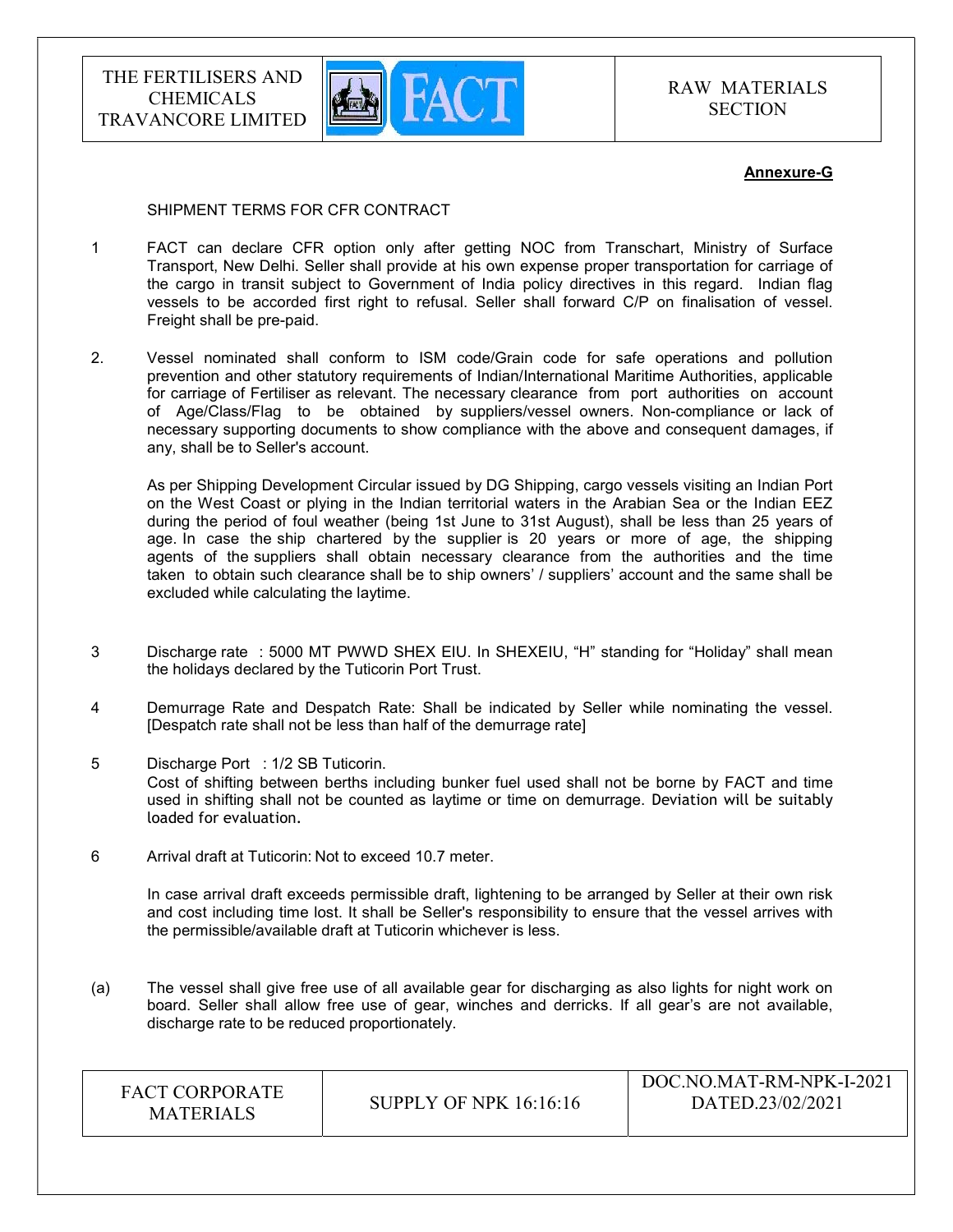**Annexure-G**

SHIPMENT TERMS FOR CFR CONTRACT

1. FACT can declare CFR option only after getting NOC from Transchart, Ministry of Surface Transport, New Delhi. Seller shall provide at his own expense proper transportation for carriage of the cargo in transit subject to Government of India policy directives in this regard. Indian flag vessels to be accorded first right to refusal. Seller shall forward C/P on finalisation of vessel. Freight shall be pre-paid.

2. Vessel nominated shall conform to ISM code/Grain code for safe operations and pollution prevention and other statutory requirements of Indian/International Maritime Authorities, applicable for carriage of Fertiliser as relevant. The necessary clearance from port authorities on account of Age/Class/Flag to be obtained by suppliers/vessel owners. Non-compliance or lack of necessary supporting documents to show compliance with the above and consequent damages, if any, shall be to Seller's account.

   As per Shipping Development Circular issued by DG Shipping, cargo vessels visiting an Indian Port on the West Coast or plying in the Indian territorial waters in the Arabian Sea or the Indian EEZ during the period of foul weather (being 1st June to 31st August), shall be less than 25 years of age. In case the ship chartered by the supplier is 20 years or more of age, the shipping agents of the suppliers shall obtain necessary clearance from the authorities and the time taken to obtain such clearance shall be to ship owners' / suppliers' account and the same shall be excluded while calculating the laytime.

3. Discharge rate : 5000 MT PWWD SHEX EIU. In SHEXEIU, "H" standing for "Holiday" shall mean the holidays declared by the Tuticorin Port Trust.

4. Demurrage Rate and Despatch Rate: Shall be indicated by Seller while nominating the vessel. [Despatch rate shall not be less than half of the demurrage rate]

5. Discharge Port : 1/2 SB Tuticorin.
   Cost of shifting between berths including bunker fuel used shall not be borne by FACT and time used in shifting shall not be counted as laytime or time on demurrage. Deviation will be suitably loaded for evaluation.

6. Arrival draft at Tuticorin: Not to exceed 10.7 meter.

   In case arrival draft exceeds permissible draft, lightening to be arranged by Seller at their own risk and cost including time lost. It shall be Seller's responsibility to ensure that the vessel arrives with the permissible/available draft at Tuticorin whichever is less.

(a) The vessel shall give free use of all available gear for discharging as also lights for night work on board. Seller shall allow free use of gear, winches and derricks. If all gear's are not available, discharge rate to be reduced proportionately.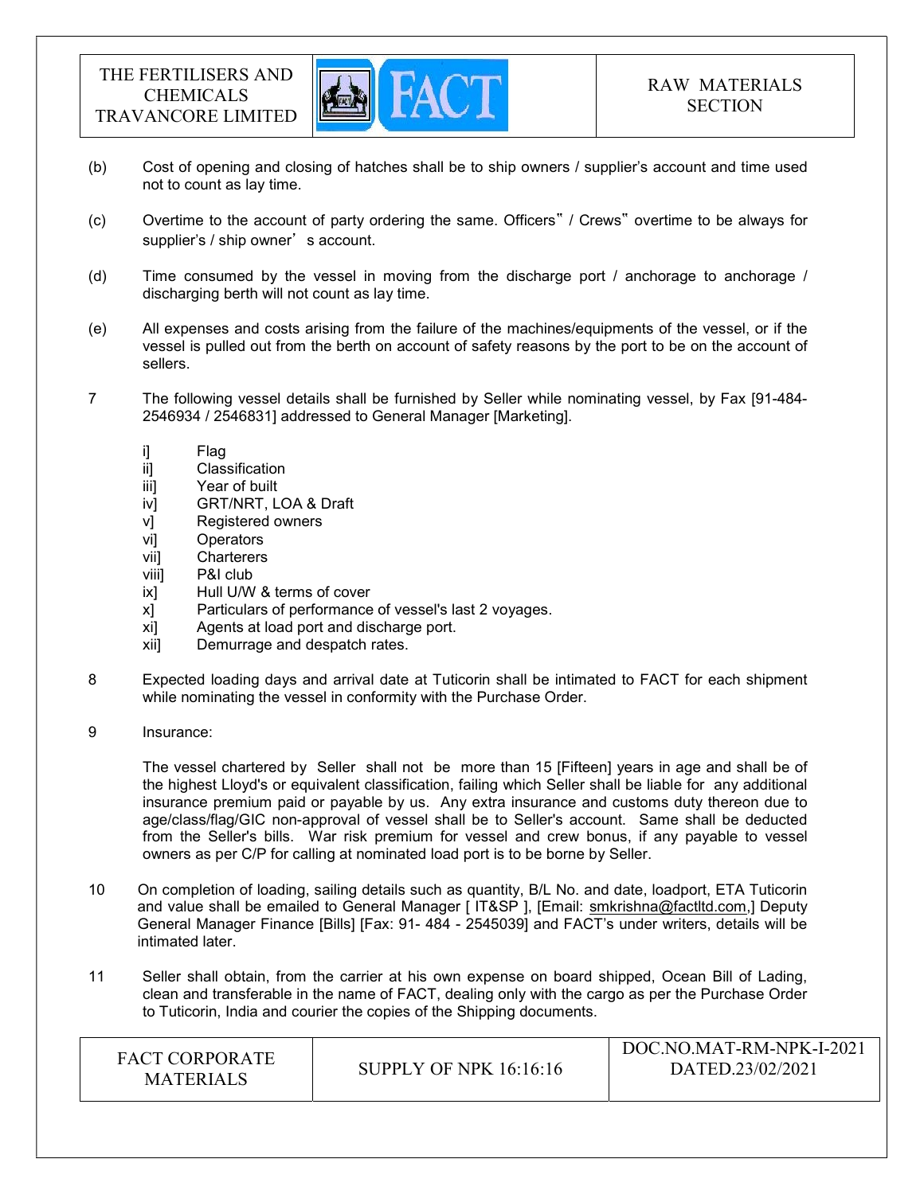(b) Cost of opening and closing of hatches shall be to ship owners / supplier's account and time used not to count as lay time.

(c) Overtime to the account of party ordering the same. Officers" / Crews" overtime to be always for supplier's / ship owner' s account.

(d) Time consumed by the vessel in moving from the discharge port / anchorage to anchorage / discharging berth will not count as lay time.

(e) All expenses and costs arising from the failure of the machines/equipments of the vessel, or if the vessel is pulled out from the berth on account of safety reasons by the port to be on the account of sellers.

7 The following vessel details shall be furnished by Seller while nominating vessel, by Fax [91-484-2546934 / 2546831] addressed to General Manager [Marketing].

- i] Flag
- ii] Classification
- iii] Year of built
- iv] GRT/NRT, LOA & Draft
- v] Registered owners
- vi] Operators
- vii] Charterers
- viii] P&I club
- ix] Hull U/W & terms of cover
- x] Particulars of performance of vessel's last 2 voyages.
- xi] Agents at load port and discharge port.
- xii] Demurrage and despatch rates.

8 Expected loading days and arrival date at Tuticorin shall be intimated to FACT for each shipment while nominating the vessel in conformity with the Purchase Order.

9 Insurance:

The vessel chartered by Seller shall not be more than 15 [Fifteen] years in age and shall be of the highest Lloyd's or equivalent classification, failing which Seller shall be liable for any additional insurance premium paid or payable by us. Any extra insurance and customs duty thereon due to age/class/flag/GIC non-approval of vessel shall be to Seller's account. Same shall be deducted from the Seller's bills. War risk premium for vessel and crew bonus, if any payable to vessel owners as per C/P for calling at nominated load port is to be borne by Seller.

10 On completion of loading, sailing details such as quantity, B/L No. and date, loadport, ETA Tuticorin and value shall be emailed to General Manager [ IT&SP ], [Email: smkrishna@factltd.com,] Deputy General Manager Finance [Bills] [Fax: 91- 484 - 2545039] and FACT's under writers, details will be intimated later.

11 Seller shall obtain, from the carrier at his own expense on board shipped, Ocean Bill of Lading, clean and transferable in the name of FACT, dealing only with the cargo as per the Purchase Order to Tuticorin, India and courier the copies of the Shipping documents.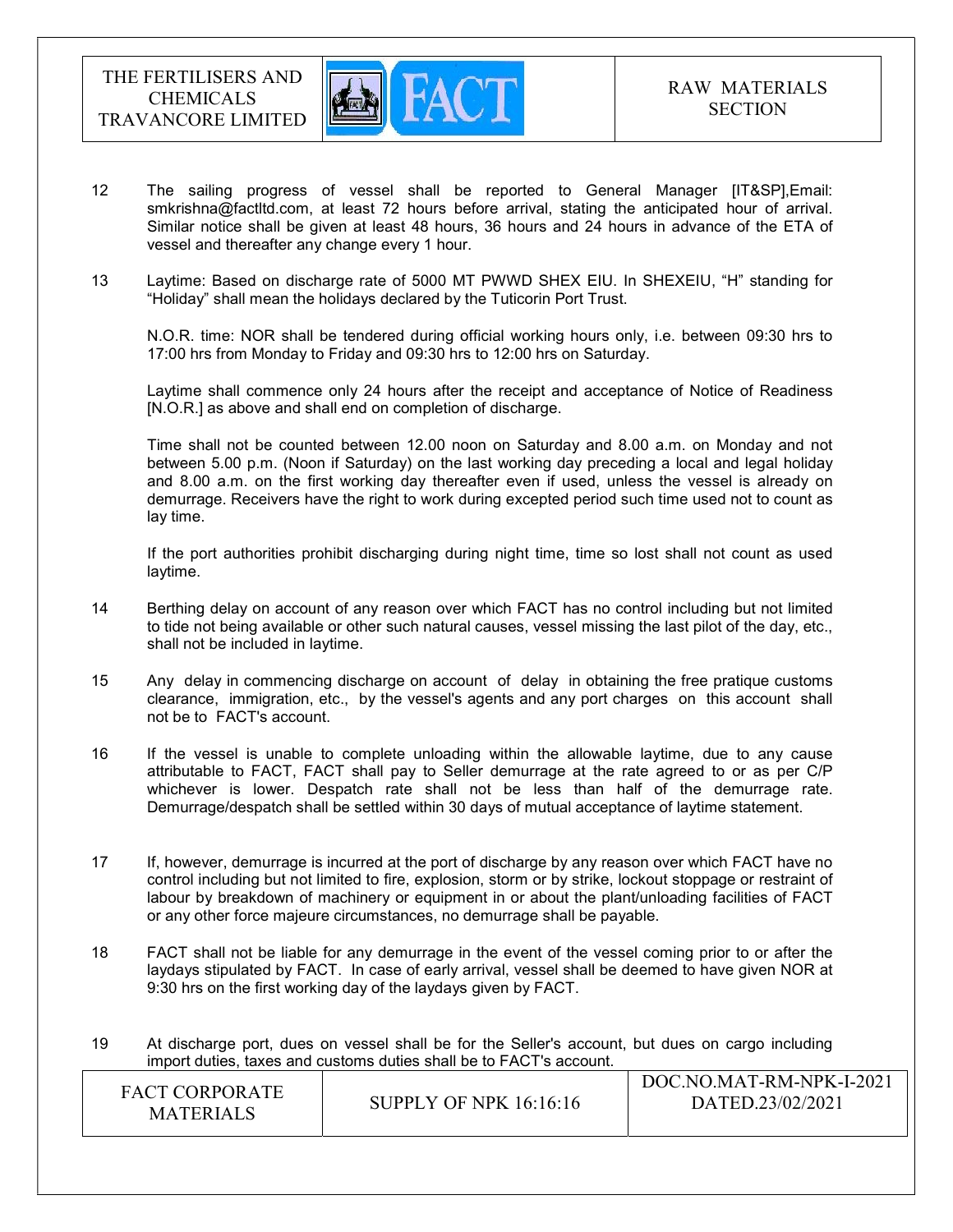12 The sailing progress of vessel shall be reported to General Manager [IT&SP],Email: smkrishna@factltd.com, at least 72 hours before arrival, stating the anticipated hour of arrival. Similar notice shall be given at least 48 hours, 36 hours and 24 hours in advance of the ETA of vessel and thereafter any change every 1 hour.

13 Laytime: Based on discharge rate of 5000 MT PWWD SHEX EIU. In SHEXEIU, "H" standing for "Holiday" shall mean the holidays declared by the Tuticorin Port Trust.

N.O.R. time: NOR shall be tendered during official working hours only, i.e. between 09:30 hrs to 17:00 hrs from Monday to Friday and 09:30 hrs to 12:00 hrs on Saturday.

Laytime shall commence only 24 hours after the receipt and acceptance of Notice of Readiness [N.O.R.] as above and shall end on completion of discharge.

Time shall not be counted between 12.00 noon on Saturday and 8.00 a.m. on Monday and not between 5.00 p.m. (Noon if Saturday) on the last working day preceding a local and legal holiday and 8.00 a.m. on the first working day thereafter even if used, unless the vessel is already on demurrage. Receivers have the right to work during excepted period such time used not to count as lay time.

If the port authorities prohibit discharging during night time, time so lost shall not count as used laytime.

14 Berthing delay on account of any reason over which FACT has no control including but not limited to tide not being available or other such natural causes, vessel missing the last pilot of the day, etc., shall not be included in laytime.

15 Any delay in commencing discharge on account of delay in obtaining the free pratique customs clearance, immigration, etc., by the vessel's agents and any port charges on this account shall not be to FACT's account.

16 If the vessel is unable to complete unloading within the allowable laytime, due to any cause attributable to FACT, FACT shall pay to Seller demurrage at the rate agreed to or as per C/P whichever is lower. Despatch rate shall not be less than half of the demurrage rate. Demurrage/despatch shall be settled within 30 days of mutual acceptance of laytime statement.

17 If, however, demurrage is incurred at the port of discharge by any reason over which FACT have no control including but not limited to fire, explosion, storm or by strike, lockout stoppage or restraint of labour by breakdown of machinery or equipment in or about the plant/unloading facilities of FACT or any other force majeure circumstances, no demurrage shall be payable.

18 FACT shall not be liable for any demurrage in the event of the vessel coming prior to or after the laydays stipulated by FACT. In case of early arrival, vessel shall be deemed to have given NOR at 9:30 hrs on the first working day of the laydays given by FACT.

19 At discharge port, dues on vessel shall be for the Seller's account, but dues on cargo including import duties, taxes and customs duties shall be to FACT's account.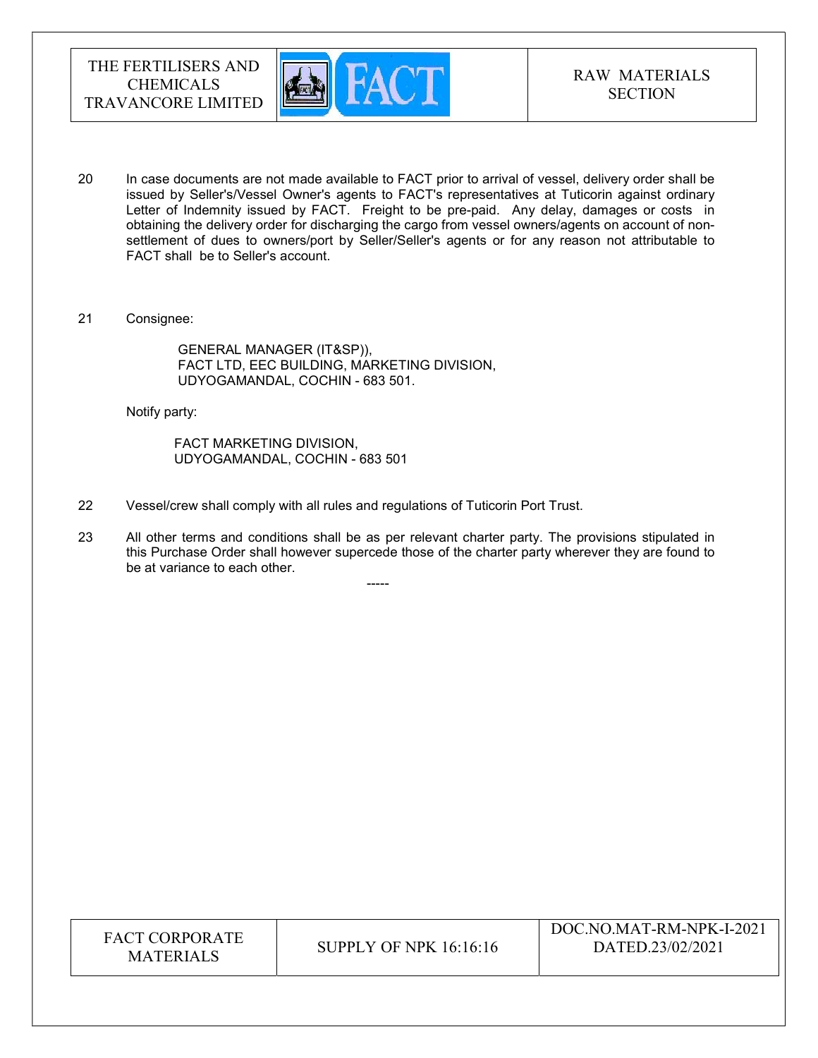20 In case documents are not made available to FACT prior to arrival of vessel, delivery order shall be issued by Seller's/Vessel Owner's agents to FACT's representatives at Tuticorin against ordinary Letter of Indemnity issued by FACT. Freight to be pre-paid. Any delay, damages or costs in obtaining the delivery order for discharging the cargo from vessel owners/agents on account of non-settlement of dues to owners/port by Seller/Seller's agents or for any reason not attributable to FACT shall be to Seller's account.

21 Consignee:

GENERAL MANAGER (IT&SP)),
FACT LTD, EEC BUILDING, MARKETING DIVISION,
UDYOGAMANDAL, COCHIN - 683 501.

Notify party:

FACT MARKETING DIVISION,
UDYOGAMANDAL, COCHIN - 683 501

22 Vessel/crew shall comply with all rules and regulations of Tuticorin Port Trust.

23 All other terms and conditions shall be as per relevant charter party. The provisions stipulated in this Purchase Order shall however supercede those of the charter party wherever they are found to be at variance to each other.

-----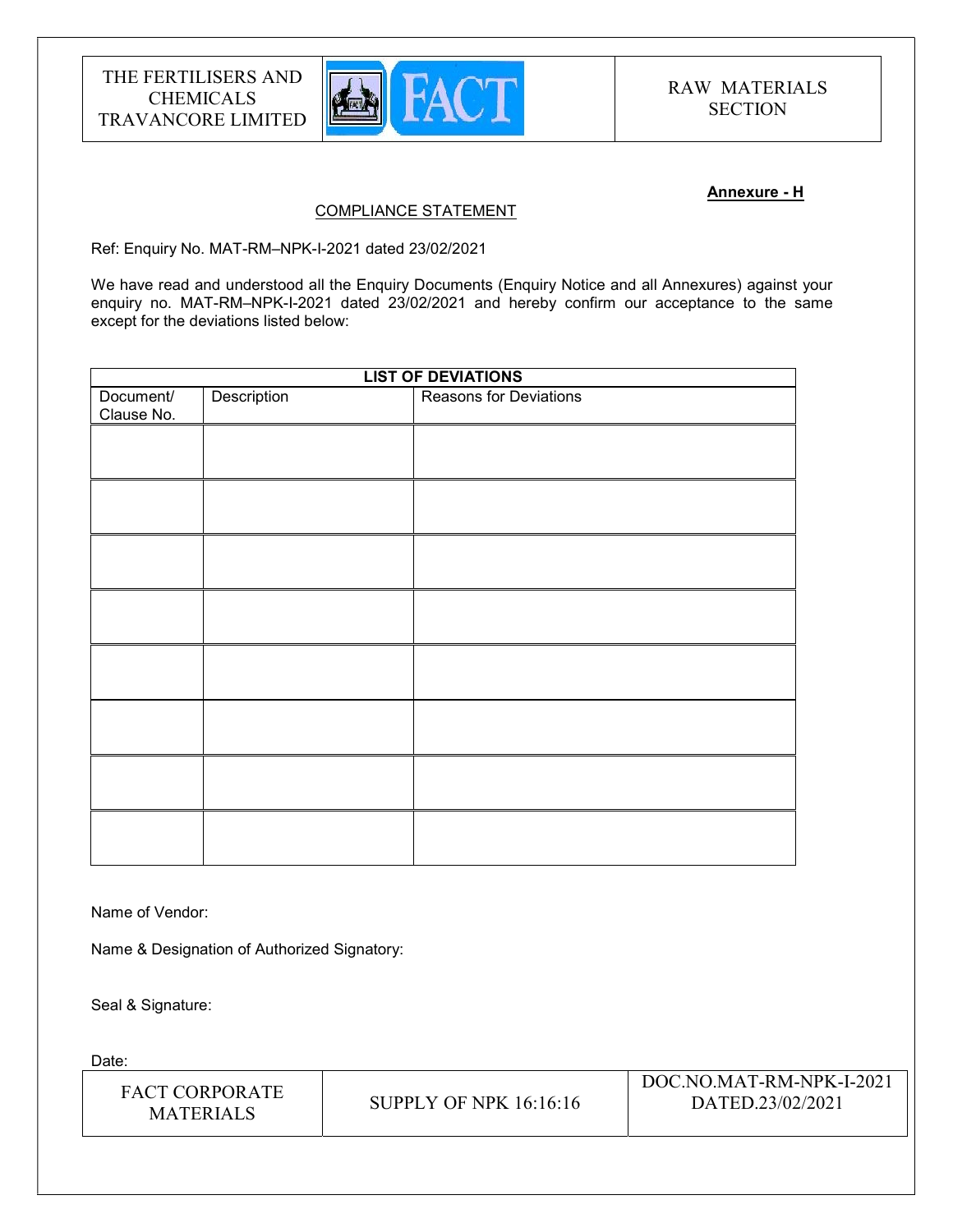**Annexure - H**

COMPLIANCE STATEMENT

Ref: Enquiry No. MAT-RM–NPK-I-2021 dated 23/02/2021

We have read and understood all the Enquiry Documents (Enquiry Notice and all Annexures) against your enquiry no. MAT-RM–NPK-I-2021 dated 23/02/2021 and hereby confirm our acceptance to the same except for the deviations listed below:

| LIST OF DEVIATIONS | | |
|---|---|---|
| Document/ Clause No. | Description | Reasons for Deviations |
| | | |
| | | |
| | | |
| | | |
| | | |
| | | |
| | | |
| | | |

Name of Vendor:

Name & Designation of Authorized Signatory:

Seal & Signature:

Date: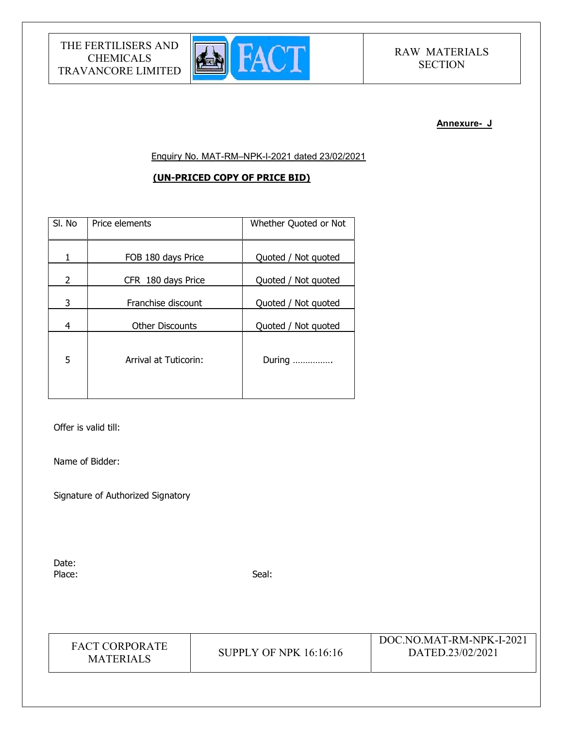**Annexure- J**

Enquiry No. MAT-RM–NPK-I-2021 dated 23/02/2021

**(UN-PRICED COPY OF PRICE BID)**

| Sl. No | Price elements | Whether Quoted or Not |
|---|---|---|
| 1 | FOB 180 days Price | Quoted / Not quoted |
| 2 | CFR 180 days Price | Quoted / Not quoted |
| 3 | Franchise discount | Quoted / Not quoted |
| 4 | Other Discounts | Quoted / Not quoted |
| 5 | Arrival at Tuticorin: | During ……………. |

Offer is valid till:

Name of Bidder:

Signature of Authorized Signatory

Date:

Place:

Seal: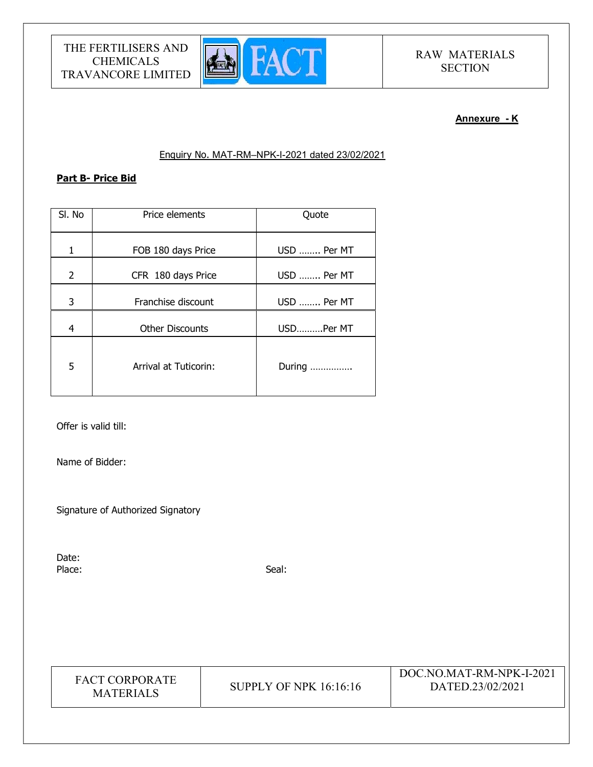**Annexure - K**

Enquiry No. MAT-RM–NPK-I-2021 dated 23/02/2021

**Part B- Price Bid**

| Sl. No | Price elements | Quote |
|---|---|---|
| 1 | FOB 180 days Price | USD …….. Per MT |
| 2 | CFR 180 days Price | USD …….. Per MT |
| 3 | Franchise discount | USD …….. Per MT |
| 4 | Other Discounts | USD……….Per MT |
| 5 | Arrival at Tuticorin: | During ……………. |

Offer is valid till:

Name of Bidder:

Signature of Authorized Signatory

Date:

Place: Seal: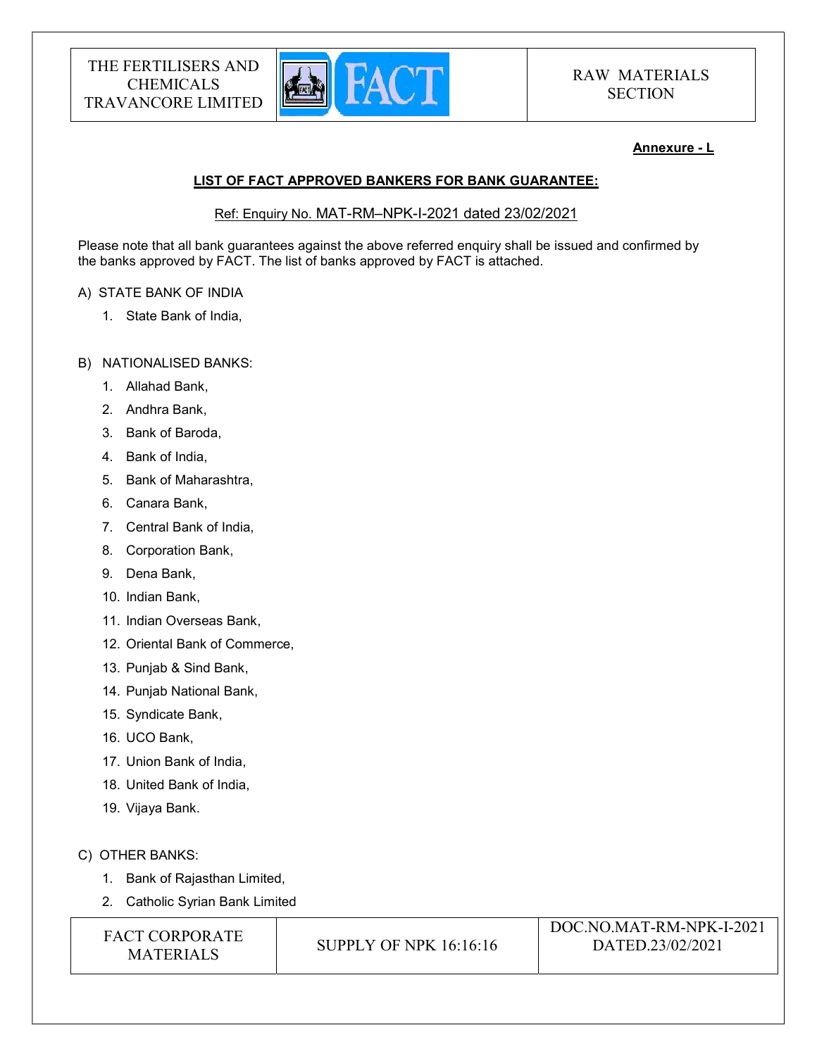**Annexure - L**

**LIST OF FACT APPROVED BANKERS FOR BANK GUARANTEE:**

Ref: Enquiry No. MAT-RM–NPK-I-2021 dated 23/02/2021

Please note that all bank guarantees against the above referred enquiry shall be issued and confirmed by the banks approved by FACT. The list of banks approved by FACT is attached.

A) STATE BANK OF INDIA

1. State Bank of India,

B) NATIONALISED BANKS:

1. Allahad Bank,
2. Andhra Bank,
3. Bank of Baroda,
4. Bank of India,
5. Bank of Maharashtra,
6. Canara Bank,
7. Central Bank of India,
8. Corporation Bank,
9. Dena Bank,
10. Indian Bank,
11. Indian Overseas Bank,
12. Oriental Bank of Commerce,
13. Punjab & Sind Bank,
14. Punjab National Bank,
15. Syndicate Bank,
16. UCO Bank,
17. Union Bank of India,
18. United Bank of India,
19. Vijaya Bank.

C) OTHER BANKS:

1. Bank of Rajasthan Limited,
2. Catholic Syrian Bank Limited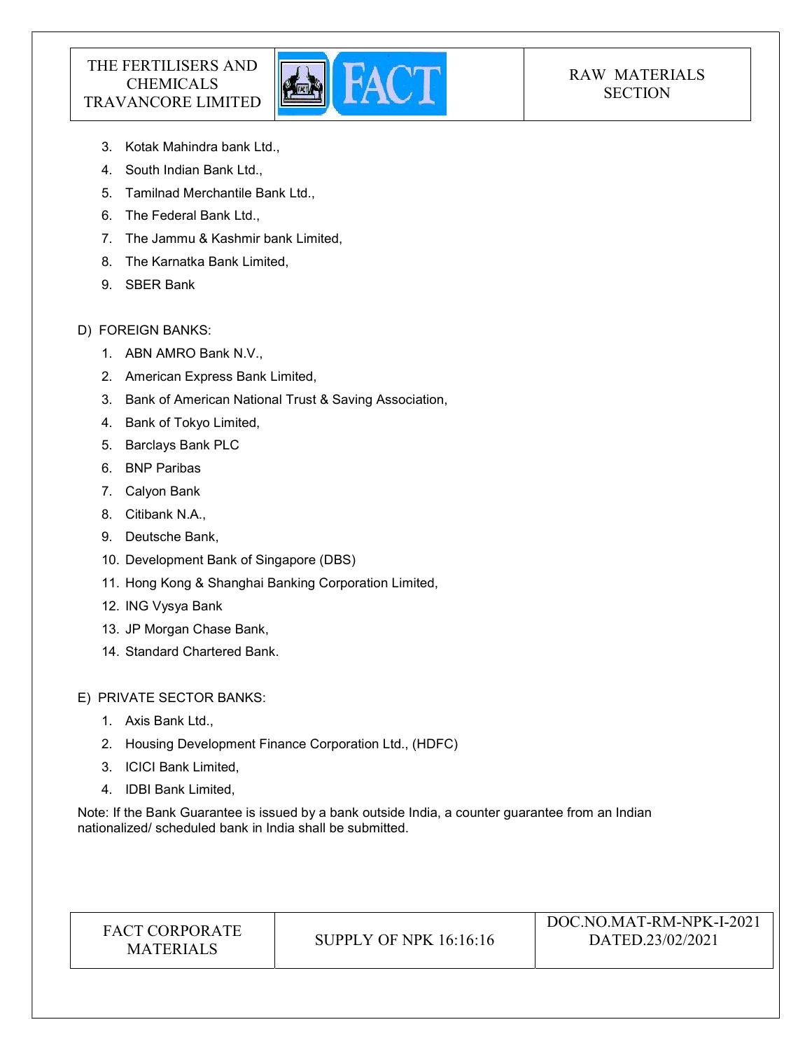3. Kotak Mahindra bank Ltd.,
4. South Indian Bank Ltd.,
5. Tamilnad Merchantile Bank Ltd.,
6. The Federal Bank Ltd.,
7. The Jammu & Kashmir bank Limited,
8. The Karnatka Bank Limited,
9. SBER Bank

D) FOREIGN BANKS:

1. ABN AMRO Bank N.V.,
2. American Express Bank Limited,
3. Bank of American National Trust & Saving Association,
4. Bank of Tokyo Limited,
5. Barclays Bank PLC
6. BNP Paribas
7. Calyon Bank
8. Citibank N.A.,
9. Deutsche Bank,
10. Development Bank of Singapore (DBS)
11. Hong Kong & Shanghai Banking Corporation Limited,
12. ING Vysya Bank
13. JP Morgan Chase Bank,
14. Standard Chartered Bank.

E) PRIVATE SECTOR BANKS:

1. Axis Bank Ltd.,
2. Housing Development Finance Corporation Ltd., (HDFC)
3. ICICI Bank Limited,
4. IDBI Bank Limited,

Note: If the Bank Guarantee is issued by a bank outside India, a counter guarantee from an Indian nationalized/ scheduled bank in India shall be submitted.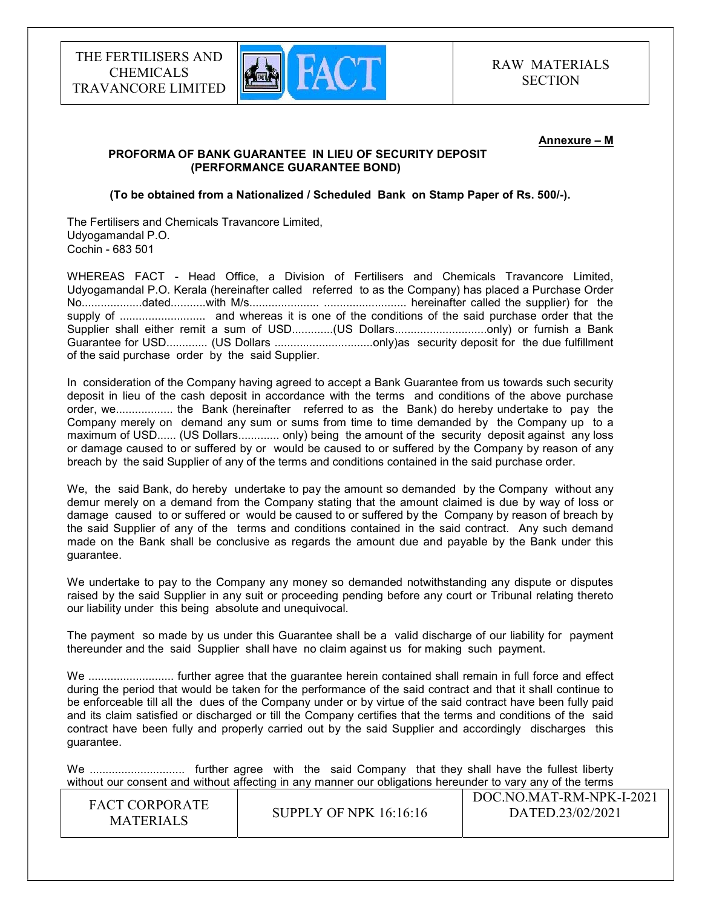**Annexure – M**

**PROFORMA OF BANK GUARANTEE IN LIEU OF SECURITY DEPOSIT (PERFORMANCE GUARANTEE BOND)**

**(To be obtained from a Nationalized / Scheduled Bank on Stamp Paper of Rs. 500/-).**

The Fertilisers and Chemicals Travancore Limited,
Udyogamandal P.O.
Cochin - 683 501

WHEREAS FACT - Head Office, a Division of Fertilisers and Chemicals Travancore Limited, Udyogamandal P.O. Kerala (hereinafter called referred to as the Company) has placed a Purchase Order No...................dated...........with M/s..................... .......................... hereinafter called the supplier) for the supply of ........................... and whereas it is one of the conditions of the said purchase order that the Supplier shall either remit a sum of USD.............(US Dollars............................only) or furnish a Bank Guarantee for USD............. (US Dollars ...............................only)as security deposit for the due fulfillment of the said purchase order by the said Supplier.

In consideration of the Company having agreed to accept a Bank Guarantee from us towards such security deposit in lieu of the cash deposit in accordance with the terms and conditions of the above purchase order, we.................. the Bank (hereinafter referred to as the Bank) do hereby undertake to pay the Company merely on demand any sum or sums from time to time demanded by the Company up to a maximum of USD...... (US Dollars............. only) being the amount of the security deposit against any loss or damage caused to or suffered by or would be caused to or suffered by the Company by reason of any breach by the said Supplier of any of the terms and conditions contained in the said purchase order.

We, the said Bank, do hereby undertake to pay the amount so demanded by the Company without any demur merely on a demand from the Company stating that the amount claimed is due by way of loss or damage caused to or suffered or would be caused to or suffered by the Company by reason of breach by the said Supplier of any of the terms and conditions contained in the said contract. Any such demand made on the Bank shall be conclusive as regards the amount due and payable by the Bank under this guarantee.

We undertake to pay to the Company any money so demanded notwithstanding any dispute or disputes raised by the said Supplier in any suit or proceeding pending before any court or Tribunal relating thereto our liability under this being absolute and unequivocal.

The payment so made by us under this Guarantee shall be a valid discharge of our liability for payment thereunder and the said Supplier shall have no claim against us for making such payment.

We ........................... further agree that the guarantee herein contained shall remain in full force and effect during the period that would be taken for the performance of the said contract and that it shall continue to be enforceable till all the dues of the Company under or by virtue of the said contract have been fully paid and its claim satisfied or discharged or till the Company certifies that the terms and conditions of the said contract have been fully and properly carried out by the said Supplier and accordingly discharges this guarantee.

We ............................. further agree with the said Company that they shall have the fullest liberty without our consent and without affecting in any manner our obligations hereunder to vary any of the terms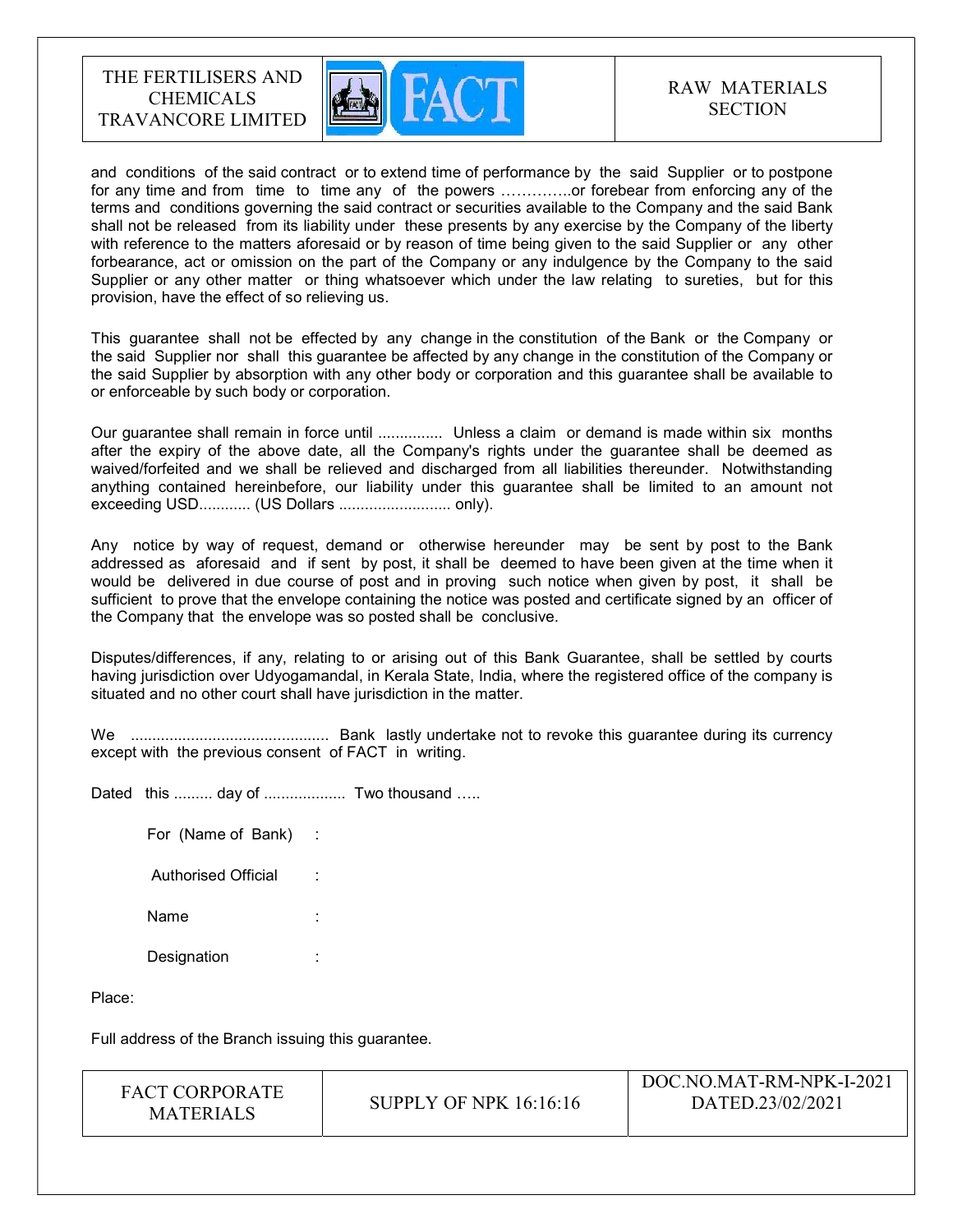and conditions of the said contract or to extend time of performance by the said Supplier or to postpone for any time and from time to time any of the powers …………..or forebear from enforcing any of the terms and conditions governing the said contract or securities available to the Company and the said Bank shall not be released from its liability under these presents by any exercise by the Company of the liberty with reference to the matters aforesaid or by reason of time being given to the said Supplier or any other forbearance, act or omission on the part of the Company or any indulgence by the Company to the said Supplier or any other matter or thing whatsoever which under the law relating to sureties, but for this provision, have the effect of so relieving us.

This guarantee shall not be effected by any change in the constitution of the Bank or the Company or the said Supplier nor shall this guarantee be affected by any change in the constitution of the Company or the said Supplier by absorption with any other body or corporation and this guarantee shall be available to or enforceable by such body or corporation.

Our guarantee shall remain in force until ............... Unless a claim or demand is made within six months after the expiry of the above date, all the Company's rights under the guarantee shall be deemed as waived/forfeited and we shall be relieved and discharged from all liabilities thereunder. Notwithstanding anything contained hereinbefore, our liability under this guarantee shall be limited to an amount not exceeding USD............ (US Dollars .......................... only).

Any notice by way of request, demand or otherwise hereunder may be sent by post to the Bank addressed as aforesaid and if sent by post, it shall be deemed to have been given at the time when it would be delivered in due course of post and in proving such notice when given by post, it shall be sufficient to prove that the envelope containing the notice was posted and certificate signed by an officer of the Company that the envelope was so posted shall be conclusive.

Disputes/differences, if any, relating to or arising out of this Bank Guarantee, shall be settled by courts having jurisdiction over Udyogamandal, in Kerala State, India, where the registered office of the company is situated and no other court shall have jurisdiction in the matter.

We .............................................. Bank lastly undertake not to revoke this guarantee during its currency except with the previous consent of FACT in writing.

Dated this ......... day of ................... Two thousand …..

For (Name of Bank) :

Authorised Official :

Name :

Designation :

Place:

Full address of the Branch issuing this guarantee.